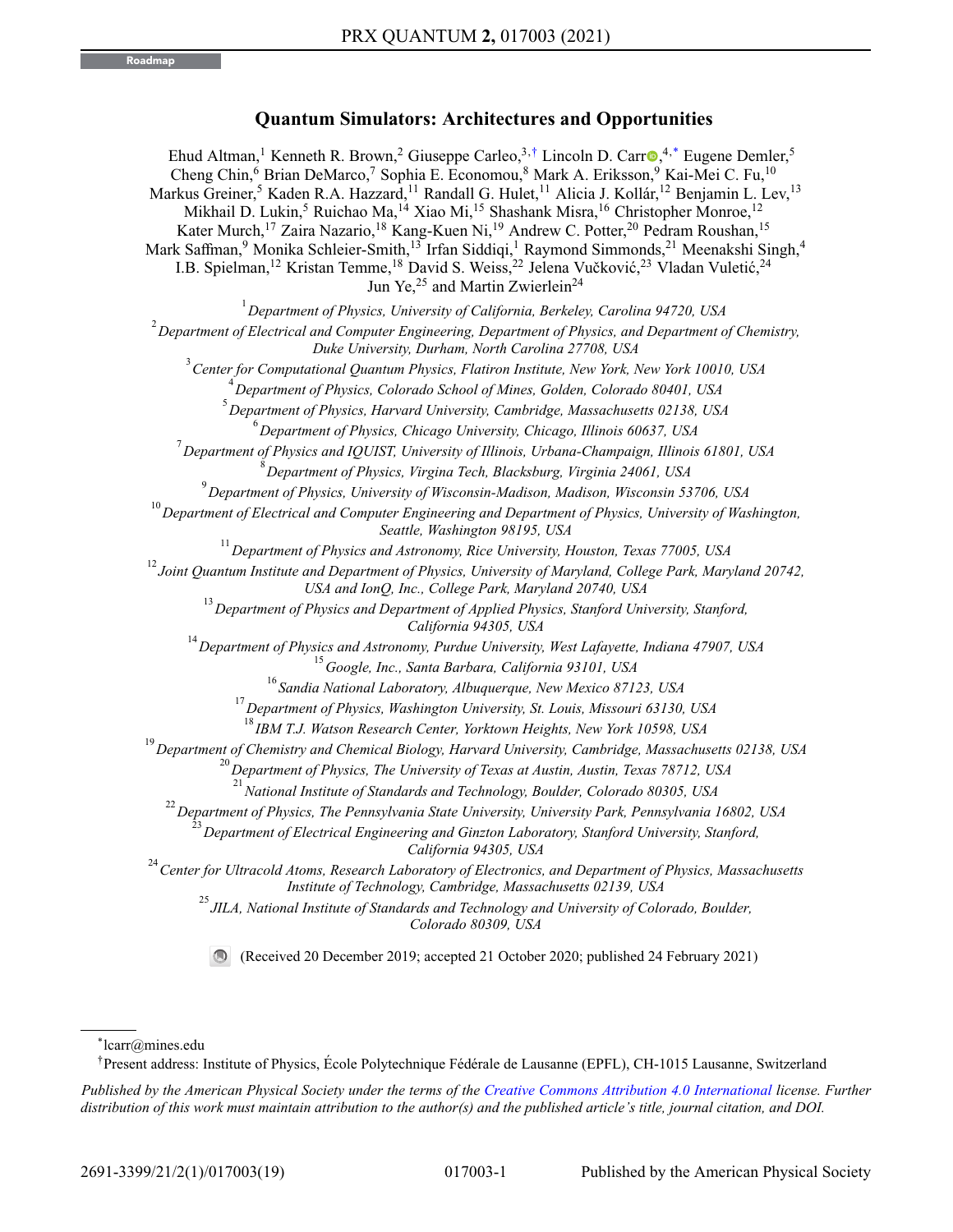Roadmap

# Quantum Simulators: Architectures and Opportunities

Ehud Altman,[1] Kenneth R. Brown,[2] Giuseppe Carleo,[3,†] Lincoln D. Carr,[4,*] Eugene Demler,[5] Cheng Chin,[6] Brian DeMarco,[7] Sophia E. Economou,[8] Mark A. Eriksson,[9] Kai-Mei C. Fu,[10] Markus Greiner,[5] Kaden R.A. Hazzard,[11] Randall G. Hulet,[11] Alicia J. Kollár,[12] Benjamin L. Lev,[13] Mikhail D. Lukin,[5] Ruichao Ma,[14] Xiao Mi,[15] Shashank Misra,[16] Christopher Monroe,[12] Kater Murch,[17] Zaira Nazario,[18] Kang-Kuen Ni,[19] Andrew C. Potter,[20] Pedram Roushan,[15] Mark Saffman,[9] Monika Schleier-Smith,[13] Irfan Siddiqi,[1] Raymond Simmonds,[21] Meenakshi Singh,[4] I.B. Spielman,[12] Kristan Temme,[18] David S. Weiss,[22] Jelena Vučković,[23] Vladan Vuletić,[24] Jun Ye,[25] and Martin Zwierlein[24]

[1] *Department of Physics, University of California, Berkeley, Carolina 94720, USA*

[2] *Department of Electrical and Computer Engineering, Department of Physics, and Department of Chemistry, Duke University, Durham, North Carolina 27708, USA*

[3] *Center for Computational Quantum Physics, Flatiron Institute, New York, New York 10010, USA*

[4] *Department of Physics, Colorado School of Mines, Golden, Colorado 80401, USA*

[5] *Department of Physics, Harvard University, Cambridge, Massachusetts 02138, USA*

[6] *Department of Physics, Chicago University, Chicago, Illinois 60637, USA*

[7] *Department of Physics and IQUIST, University of Illinois, Urbana-Champaign, Illinois 61801, USA*

[8] *Department of Physics, Virgina Tech, Blacksburg, Virginia 24061, USA*

[9] *Department of Physics, University of Wisconsin-Madison, Madison, Wisconsin 53706, USA*

[10] *Department of Electrical and Computer Engineering and Department of Physics, University of Washington, Seattle, Washington 98195, USA*

[11] *Department of Physics and Astronomy, Rice University, Houston, Texas 77005, USA*

[12] *Joint Quantum Institute and Department of Physics, University of Maryland, College Park, Maryland 20742, USA and IonQ, Inc., College Park, Maryland 20740, USA*

[13] *Department of Physics and Department of Applied Physics, Stanford University, Stanford, California 94305, USA*

[14] *Department of Physics and Astronomy, Purdue University, West Lafayette, Indiana 47907, USA*

[15] *Google, Inc., Santa Barbara, California 93101, USA*

[16] *Sandia National Laboratory, Albuquerque, New Mexico 87123, USA*

[17] *Department of Physics, Washington University, St. Louis, Missouri 63130, USA*

[18] *IBM T.J. Watson Research Center, Yorktown Heights, New York 10598, USA*

[19] *Department of Chemistry and Chemical Biology, Harvard University, Cambridge, Massachusetts 02138, USA*

[20] *Department of Physics, The University of Texas at Austin, Austin, Texas 78712, USA*

[21] *National Institute of Standards and Technology, Boulder, Colorado 80305, USA*

[22] *Department of Physics, The Pennsylvania State University, University Park, Pennsylvania 16802, USA*

[23] *Department of Electrical Engineering and Ginzton Laboratory, Stanford University, Stanford, California 94305, USA*

[24] *Center for Ultracold Atoms, Research Laboratory of Electronics, and Department of Physics, Massachusetts Institute of Technology, Cambridge, Massachusetts 02139, USA*

[25] *JILA, National Institute of Standards and Technology and University of Colorado, Boulder, Colorado 80309, USA*

(Received 20 December 2019; accepted 21 October 2020; published 24 February 2021)

---

[*] lcarr@mines.edu

[†] Present address: Institute of Physics, École Polytechnique Fédérale de Lausanne (EPFL), CH-1015 Lausanne, Switzerland

*Published by the American Physical Society under the terms of the Creative Commons Attribution 4.0 International license. Further distribution of this work must maintain attribution to the author(s) and the published article's title, journal citation, and DOI.*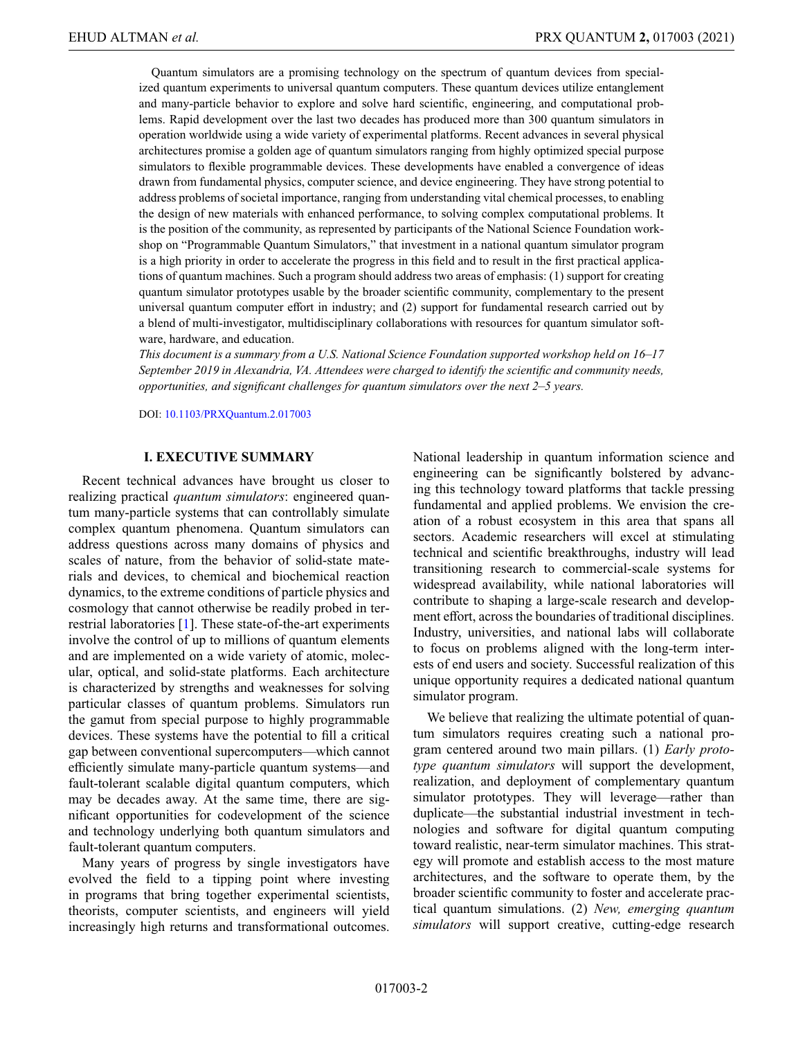Quantum simulators are a promising technology on the spectrum of quantum devices from specialized quantum experiments to universal quantum computers. These quantum devices utilize entanglement and many-particle behavior to explore and solve hard scientific, engineering, and computational problems. Rapid development over the last two decades has produced more than 300 quantum simulators in operation worldwide using a wide variety of experimental platforms. Recent advances in several physical architectures promise a golden age of quantum simulators ranging from highly optimized special purpose simulators to flexible programmable devices. These developments have enabled a convergence of ideas drawn from fundamental physics, computer science, and device engineering. They have strong potential to address problems of societal importance, ranging from understanding vital chemical processes, to enabling the design of new materials with enhanced performance, to solving complex computational problems. It is the position of the community, as represented by participants of the National Science Foundation workshop on "Programmable Quantum Simulators," that investment in a national quantum simulator program is a high priority in order to accelerate the progress in this field and to result in the first practical applications of quantum machines. Such a program should address two areas of emphasis: (1) support for creating quantum simulator prototypes usable by the broader scientific community, complementary to the present universal quantum computer effort in industry; and (2) support for fundamental research carried out by a blend of multi-investigator, multidisciplinary collaborations with resources for quantum simulator software, hardware, and education.

*This document is a summary from a U.S. National Science Foundation supported workshop held on 16–17 September 2019 in Alexandria, VA. Attendees were charged to identify the scientific and community needs, opportunities, and significant challenges for quantum simulators over the next 2–5 years.*

DOI: 10.1103/PRXQuantum.2.017003

## I. EXECUTIVE SUMMARY

Recent technical advances have brought us closer to realizing practical *quantum simulators*: engineered quantum many-particle systems that can controllably simulate complex quantum phenomena. Quantum simulators can address questions across many domains of physics and scales of nature, from the behavior of solid-state materials and devices, to chemical and biochemical reaction dynamics, to the extreme conditions of particle physics and cosmology that cannot otherwise be readily probed in terrestrial laboratories [1]. These state-of-the-art experiments involve the control of up to millions of quantum elements and are implemented on a wide variety of atomic, molecular, optical, and solid-state platforms. Each architecture is characterized by strengths and weaknesses for solving particular classes of quantum problems. Simulators run the gamut from special purpose to highly programmable devices. These systems have the potential to fill a critical gap between conventional supercomputers—which cannot efficiently simulate many-particle quantum systems—and fault-tolerant scalable digital quantum computers, which may be decades away. At the same time, there are significant opportunities for codevelopment of the science and technology underlying both quantum simulators and fault-tolerant quantum computers.

Many years of progress by single investigators have evolved the field to a tipping point where investing in programs that bring together experimental scientists, theorists, computer scientists, and engineers will yield increasingly high returns and transformational outcomes. National leadership in quantum information science and engineering can be significantly bolstered by advancing this technology toward platforms that tackle pressing fundamental and applied problems. We envision the creation of a robust ecosystem in this area that spans all sectors. Academic researchers will excel at stimulating technical and scientific breakthroughs, industry will lead transitioning research to commercial-scale systems for widespread availability, while national laboratories will contribute to shaping a large-scale research and development effort, across the boundaries of traditional disciplines. Industry, universities, and national labs will collaborate to focus on problems aligned with the long-term interests of end users and society. Successful realization of this unique opportunity requires a dedicated national quantum simulator program.

We believe that realizing the ultimate potential of quantum simulators requires creating such a national program centered around two main pillars. (1) *Early prototype quantum simulators* will support the development, realization, and deployment of complementary quantum simulator prototypes. They will leverage—rather than duplicate—the substantial industrial investment in technologies and software for digital quantum computing toward realistic, near-term simulator machines. This strategy will promote and establish access to the most mature architectures, and the software to operate them, by the broader scientific community to foster and accelerate practical quantum simulations. (2) *New, emerging quantum simulators* will support creative, cutting-edge research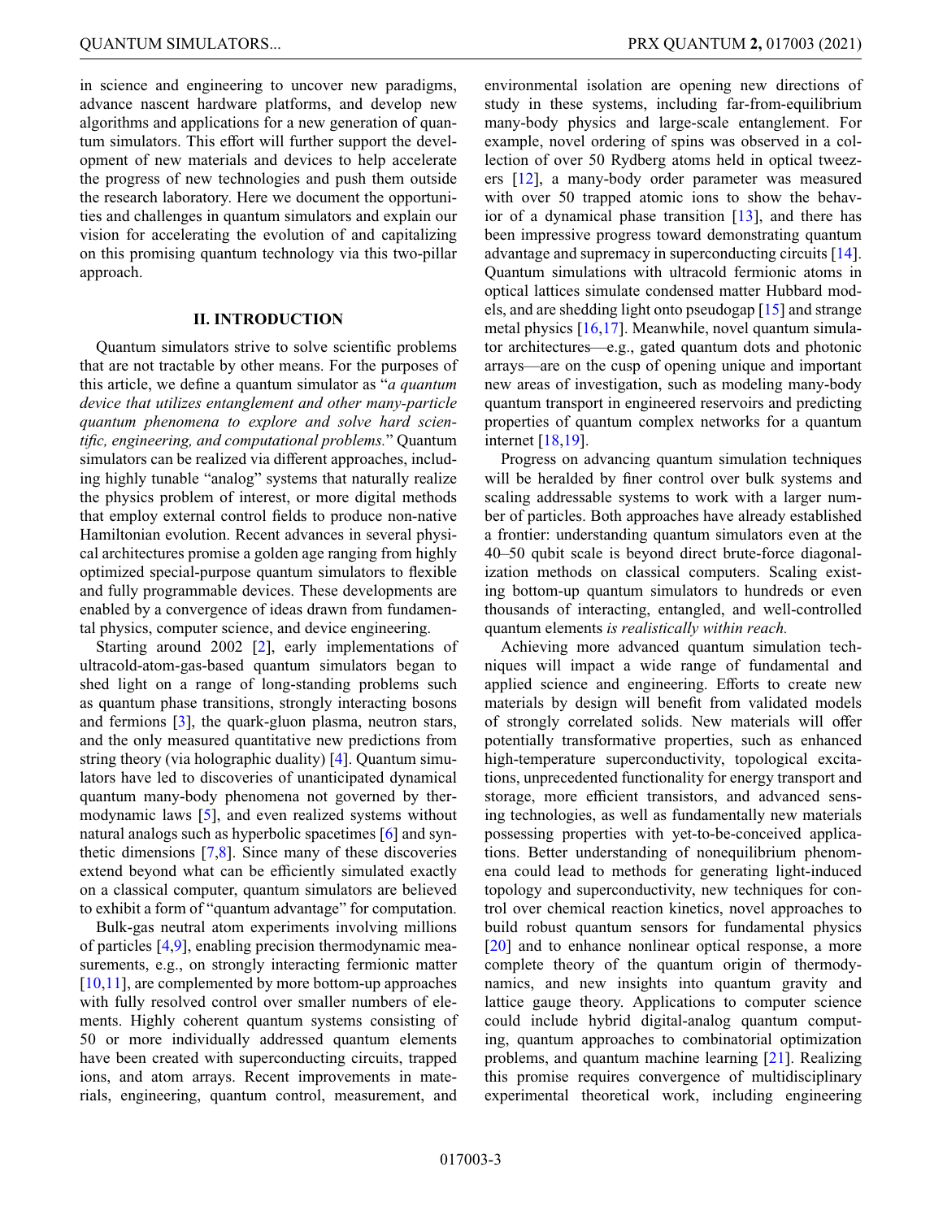in science and engineering to uncover new paradigms, advance nascent hardware platforms, and develop new algorithms and applications for a new generation of quantum simulators. This effort will further support the development of new materials and devices to help accelerate the progress of new technologies and push them outside the research laboratory. Here we document the opportunities and challenges in quantum simulators and explain our vision for accelerating the evolution of and capitalizing on this promising quantum technology via this two-pillar approach.

## II. INTRODUCTION

Quantum simulators strive to solve scientific problems that are not tractable by other means. For the purposes of this article, we define a quantum simulator as "*a quantum device that utilizes entanglement and other many-particle quantum phenomena to explore and solve hard scientific, engineering, and computational problems.*" Quantum simulators can be realized via different approaches, including highly tunable "analog" systems that naturally realize the physics problem of interest, or more digital methods that employ external control fields to produce non-native Hamiltonian evolution. Recent advances in several physical architectures promise a golden age ranging from highly optimized special-purpose quantum simulators to flexible and fully programmable devices. These developments are enabled by a convergence of ideas drawn from fundamental physics, computer science, and device engineering.

Starting around 2002 [2], early implementations of ultracold-atom-gas-based quantum simulators began to shed light on a range of long-standing problems such as quantum phase transitions, strongly interacting bosons and fermions [3], the quark-gluon plasma, neutron stars, and the only measured quantitative new predictions from string theory (via holographic duality) [4]. Quantum simulators have led to discoveries of unanticipated dynamical quantum many-body phenomena not governed by thermodynamic laws [5], and even realized systems without natural analogs such as hyperbolic spacetimes [6] and synthetic dimensions [7,8]. Since many of these discoveries extend beyond what can be efficiently simulated exactly on a classical computer, quantum simulators are believed to exhibit a form of "quantum advantage" for computation.

Bulk-gas neutral atom experiments involving millions of particles [4,9], enabling precision thermodynamic measurements, e.g., on strongly interacting fermionic matter [10,11], are complemented by more bottom-up approaches with fully resolved control over smaller numbers of elements. Highly coherent quantum systems consisting of 50 or more individually addressed quantum elements have been created with superconducting circuits, trapped ions, and atom arrays. Recent improvements in materials, engineering, quantum control, measurement, and environmental isolation are opening new directions of study in these systems, including far-from-equilibrium many-body physics and large-scale entanglement. For example, novel ordering of spins was observed in a collection of over 50 Rydberg atoms held in optical tweezers [12], a many-body order parameter was measured with over 50 trapped atomic ions to show the behavior of a dynamical phase transition [13], and there has been impressive progress toward demonstrating quantum advantage and supremacy in superconducting circuits [14]. Quantum simulations with ultracold fermionic atoms in optical lattices simulate condensed matter Hubbard models, and are shedding light onto pseudogap [15] and strange metal physics [16,17]. Meanwhile, novel quantum simulator architectures—e.g., gated quantum dots and photonic arrays—are on the cusp of opening unique and important new areas of investigation, such as modeling many-body quantum transport in engineered reservoirs and predicting properties of quantum complex networks for a quantum internet [18,19].

Progress on advancing quantum simulation techniques will be heralded by finer control over bulk systems and scaling addressable systems to work with a larger number of particles. Both approaches have already established a frontier: understanding quantum simulators even at the 40–50 qubit scale is beyond direct brute-force diagonalization methods on classical computers. Scaling existing bottom-up quantum simulators to hundreds or even thousands of interacting, entangled, and well-controlled quantum elements *is realistically within reach.*

Achieving more advanced quantum simulation techniques will impact a wide range of fundamental and applied science and engineering. Efforts to create new materials by design will benefit from validated models of strongly correlated solids. New materials will offer potentially transformative properties, such as enhanced high-temperature superconductivity, topological excitations, unprecedented functionality for energy transport and storage, more efficient transistors, and advanced sensing technologies, as well as fundamentally new materials possessing properties with yet-to-be-conceived applications. Better understanding of nonequilibrium phenomena could lead to methods for generating light-induced topology and superconductivity, new techniques for control over chemical reaction kinetics, novel approaches to build robust quantum sensors for fundamental physics [20] and to enhance nonlinear optical response, a more complete theory of the quantum origin of thermodynamics, and new insights into quantum gravity and lattice gauge theory. Applications to computer science could include hybrid digital-analog quantum computing, quantum approaches to combinatorial optimization problems, and quantum machine learning [21]. Realizing this promise requires convergence of multidisciplinary experimental theoretical work, including engineering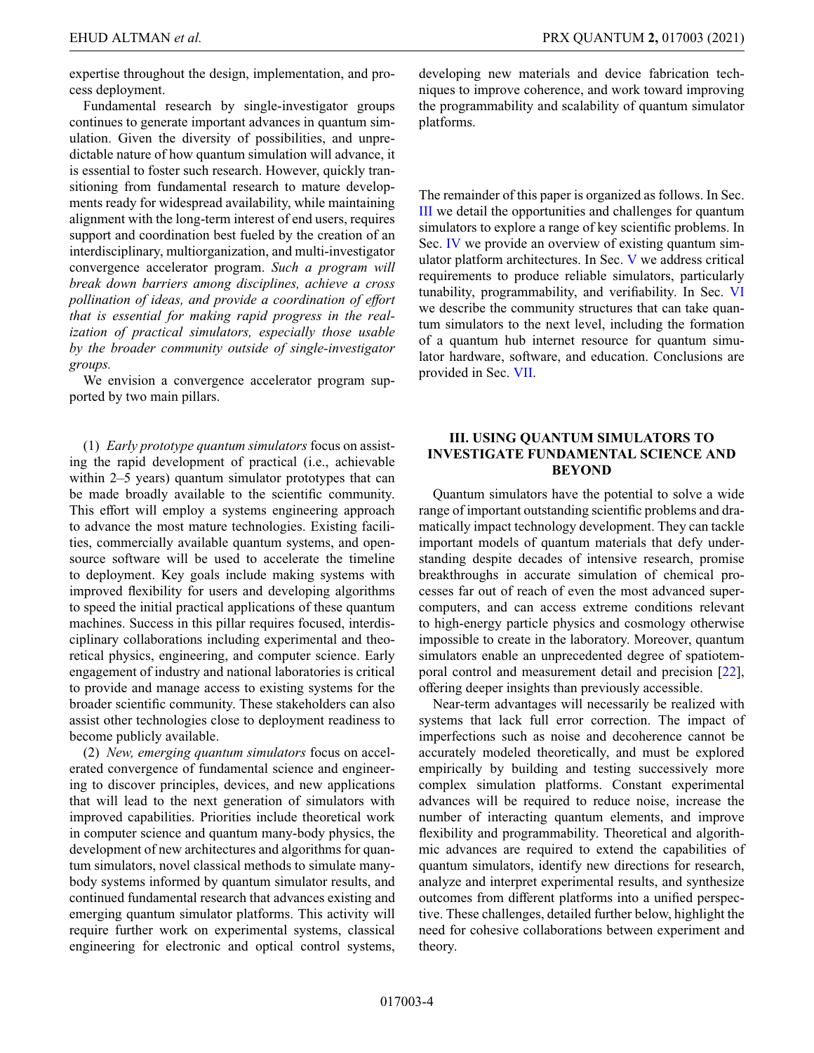expertise throughout the design, implementation, and process deployment.

Fundamental research by single-investigator groups continues to generate important advances in quantum simulation. Given the diversity of possibilities, and unpredictable nature of how quantum simulation will advance, it is essential to foster such research. However, quickly transitioning from fundamental research to mature developments ready for widespread availability, while maintaining alignment with the long-term interest of end users, requires support and coordination best fueled by the creation of an interdisciplinary, multiorganization, and multi-investigator convergence accelerator program. *Such a program will break down barriers among disciplines, achieve a cross pollination of ideas, and provide a coordination of effort that is essential for making rapid progress in the realization of practical simulators, especially those usable by the broader community outside of single-investigator groups.*

We envision a convergence accelerator program supported by two main pillars.

(1) *Early prototype quantum simulators* focus on assisting the rapid development of practical (i.e., achievable within 2–5 years) quantum simulator prototypes that can be made broadly available to the scientific community. This effort will employ a systems engineering approach to advance the most mature technologies. Existing facilities, commercially available quantum systems, and open-source software will be used to accelerate the timeline to deployment. Key goals include making systems with improved flexibility for users and developing algorithms to speed the initial practical applications of these quantum machines. Success in this pillar requires focused, interdisciplinary collaborations including experimental and theoretical physics, engineering, and computer science. Early engagement of industry and national laboratories is critical to provide and manage access to existing systems for the broader scientific community. These stakeholders can also assist other technologies close to deployment readiness to become publicly available.

(2) *New, emerging quantum simulators* focus on accelerated convergence of fundamental science and engineering to discover principles, devices, and new applications that will lead to the next generation of simulators with improved capabilities. Priorities include theoretical work in computer science and quantum many-body physics, the development of new architectures and algorithms for quantum simulators, novel classical methods to simulate many-body systems informed by quantum simulator results, and continued fundamental research that advances existing and emerging quantum simulator platforms. This activity will require further work on experimental systems, classical engineering for electronic and optical control systems, developing new materials and device fabrication techniques to improve coherence, and work toward improving the programmability and scalability of quantum simulator platforms.

The remainder of this paper is organized as follows. In Sec. III we detail the opportunities and challenges for quantum simulators to explore a range of key scientific problems. In Sec. IV we provide an overview of existing quantum simulator platform architectures. In Sec. V we address critical requirements to produce reliable simulators, particularly tunability, programmability, and verifiability. In Sec. VI we describe the community structures that can take quantum simulators to the next level, including the formation of a quantum hub internet resource for quantum simulator hardware, software, and education. Conclusions are provided in Sec. VII.

## III. USING QUANTUM SIMULATORS TO INVESTIGATE FUNDAMENTAL SCIENCE AND BEYOND

Quantum simulators have the potential to solve a wide range of important outstanding scientific problems and dramatically impact technology development. They can tackle important models of quantum materials that defy understanding despite decades of intensive research, promise breakthroughs in accurate simulation of chemical processes far out of reach of even the most advanced supercomputers, and can access extreme conditions relevant to high-energy particle physics and cosmology otherwise impossible to create in the laboratory. Moreover, quantum simulators enable an unprecedented degree of spatiotemporal control and measurement detail and precision [22], offering deeper insights than previously accessible.

Near-term advantages will necessarily be realized with systems that lack full error correction. The impact of imperfections such as noise and decoherence cannot be accurately modeled theoretically, and must be explored empirically by building and testing successively more complex simulation platforms. Constant experimental advances will be required to reduce noise, increase the number of interacting quantum elements, and improve flexibility and programmability. Theoretical and algorithmic advances are required to extend the capabilities of quantum simulators, identify new directions for research, analyze and interpret experimental results, and synthesize outcomes from different platforms into a unified perspective. These challenges, detailed further below, highlight the need for cohesive collaborations between experiment and theory.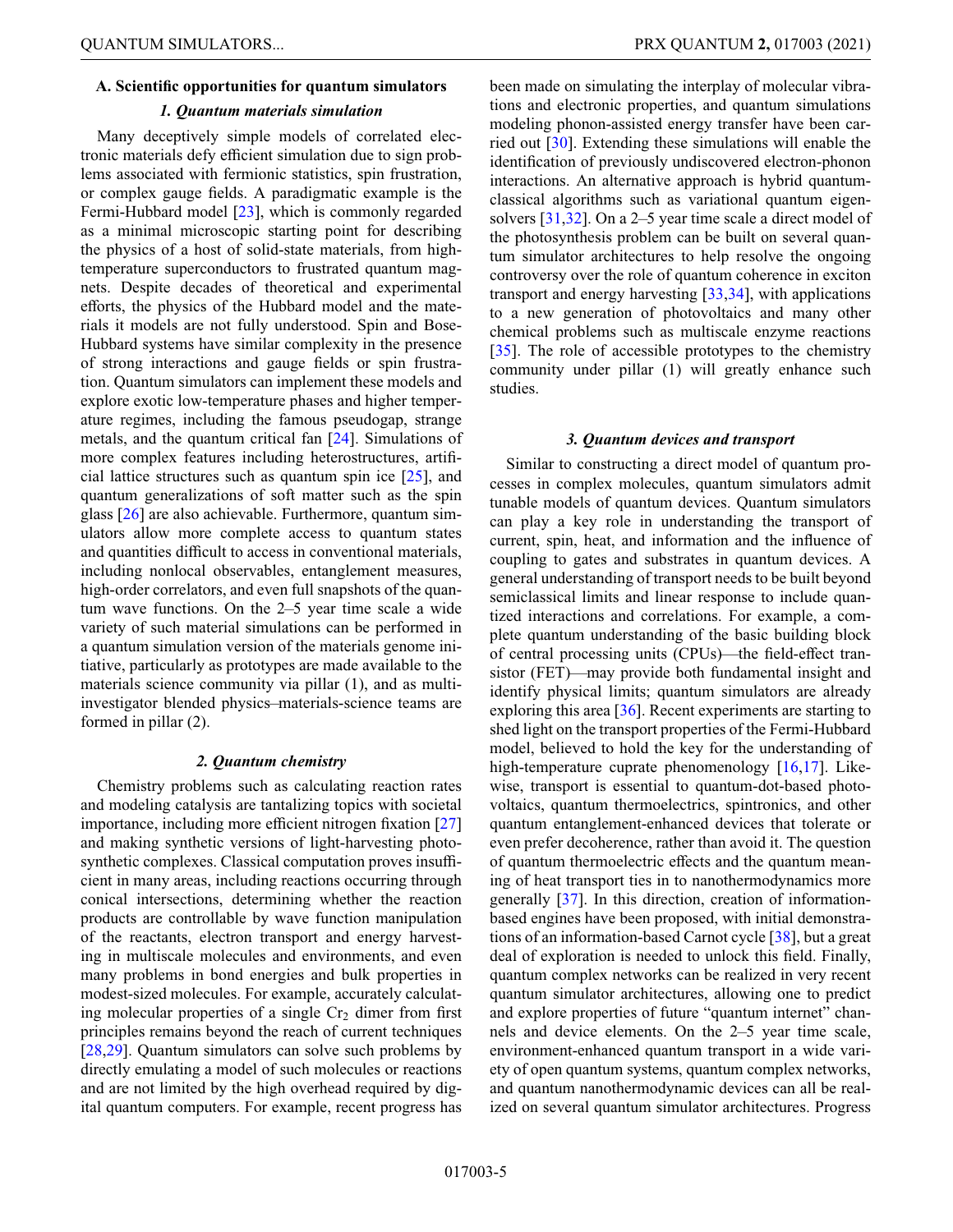### A. Scientific opportunities for quantum simulators

#### *1. Quantum materials simulation*

Many deceptively simple models of correlated electronic materials defy efficient simulation due to sign problems associated with fermionic statistics, spin frustration, or complex gauge fields. A paradigmatic example is the Fermi-Hubbard model [23], which is commonly regarded as a minimal microscopic starting point for describing the physics of a host of solid-state materials, from high-temperature superconductors to frustrated quantum magnets. Despite decades of theoretical and experimental efforts, the physics of the Hubbard model and the materials it models are not fully understood. Spin and Bose-Hubbard systems have similar complexity in the presence of strong interactions and gauge fields or spin frustration. Quantum simulators can implement these models and explore exotic low-temperature phases and higher temperature regimes, including the famous pseudogap, strange metals, and the quantum critical fan [24]. Simulations of more complex features including heterostructures, artificial lattice structures such as quantum spin ice [25], and quantum generalizations of soft matter such as the spin glass [26] are also achievable. Furthermore, quantum simulators allow more complete access to quantum states and quantities difficult to access in conventional materials, including nonlocal observables, entanglement measures, high-order correlators, and even full snapshots of the quantum wave functions. On the 2–5 year time scale a wide variety of such material simulations can be performed in a quantum simulation version of the materials genome initiative, particularly as prototypes are made available to the materials science community via pillar (1), and as multi-investigator blended physics–materials-science teams are formed in pillar (2).

#### *2. Quantum chemistry*

Chemistry problems such as calculating reaction rates and modeling catalysis are tantalizing topics with societal importance, including more efficient nitrogen fixation [27] and making synthetic versions of light-harvesting photosynthetic complexes. Classical computation proves insufficient in many areas, including reactions occurring through conical intersections, determining whether the reaction products are controllable by wave function manipulation of the reactants, electron transport and energy harvesting in multiscale molecules and environments, and even many problems in bond energies and bulk properties in modest-sized molecules. For example, accurately calculating molecular properties of a single $Cr_2$ dimer from first principles remains beyond the reach of current techniques [28,29]. Quantum simulators can solve such problems by directly emulating a model of such molecules or reactions and are not limited by the high overhead required by digital quantum computers. For example, recent progress has been made on simulating the interplay of molecular vibrations and electronic properties, and quantum simulations modeling phonon-assisted energy transfer have been carried out [30]. Extending these simulations will enable the identification of previously undiscovered electron-phonon interactions. An alternative approach is hybrid quantum-classical algorithms such as variational quantum eigensolvers [31,32]. On a 2–5 year time scale a direct model of the photosynthesis problem can be built on several quantum simulator architectures to help resolve the ongoing controversy over the role of quantum coherence in exciton transport and energy harvesting [33,34], with applications to a new generation of photovoltaics and many other chemical problems such as multiscale enzyme reactions [35]. The role of accessible prototypes to the chemistry community under pillar (1) will greatly enhance such studies.

#### *3. Quantum devices and transport*

Similar to constructing a direct model of quantum processes in complex molecules, quantum simulators admit tunable models of quantum devices. Quantum simulators can play a key role in understanding the transport of current, spin, heat, and information and the influence of coupling to gates and substrates in quantum devices. A general understanding of transport needs to be built beyond semiclassical limits and linear response to include quantized interactions and correlations. For example, a complete quantum understanding of the basic building block of central processing units (CPUs)—the field-effect transistor (FET)—may provide both fundamental insight and identify physical limits; quantum simulators are already exploring this area [36]. Recent experiments are starting to shed light on the transport properties of the Fermi-Hubbard model, believed to hold the key for the understanding of high-temperature cuprate phenomenology [16,17]. Likewise, transport is essential to quantum-dot-based photovoltaics, quantum thermoelectrics, spintronics, and other quantum entanglement-enhanced devices that tolerate or even prefer decoherence, rather than avoid it. The question of quantum thermoelectric effects and the quantum meaning of heat transport ties in to nanothermodynamics more generally [37]. In this direction, creation of information-based engines have been proposed, with initial demonstrations of an information-based Carnot cycle [38], but a great deal of exploration is needed to unlock this field. Finally, quantum complex networks can be realized in very recent quantum simulator architectures, allowing one to predict and explore properties of future "quantum internet" channels and device elements. On the 2–5 year time scale, environment-enhanced quantum transport in a wide variety of open quantum systems, quantum complex networks, and quantum nanothermodynamic devices can all be realized on several quantum simulator architectures. Progress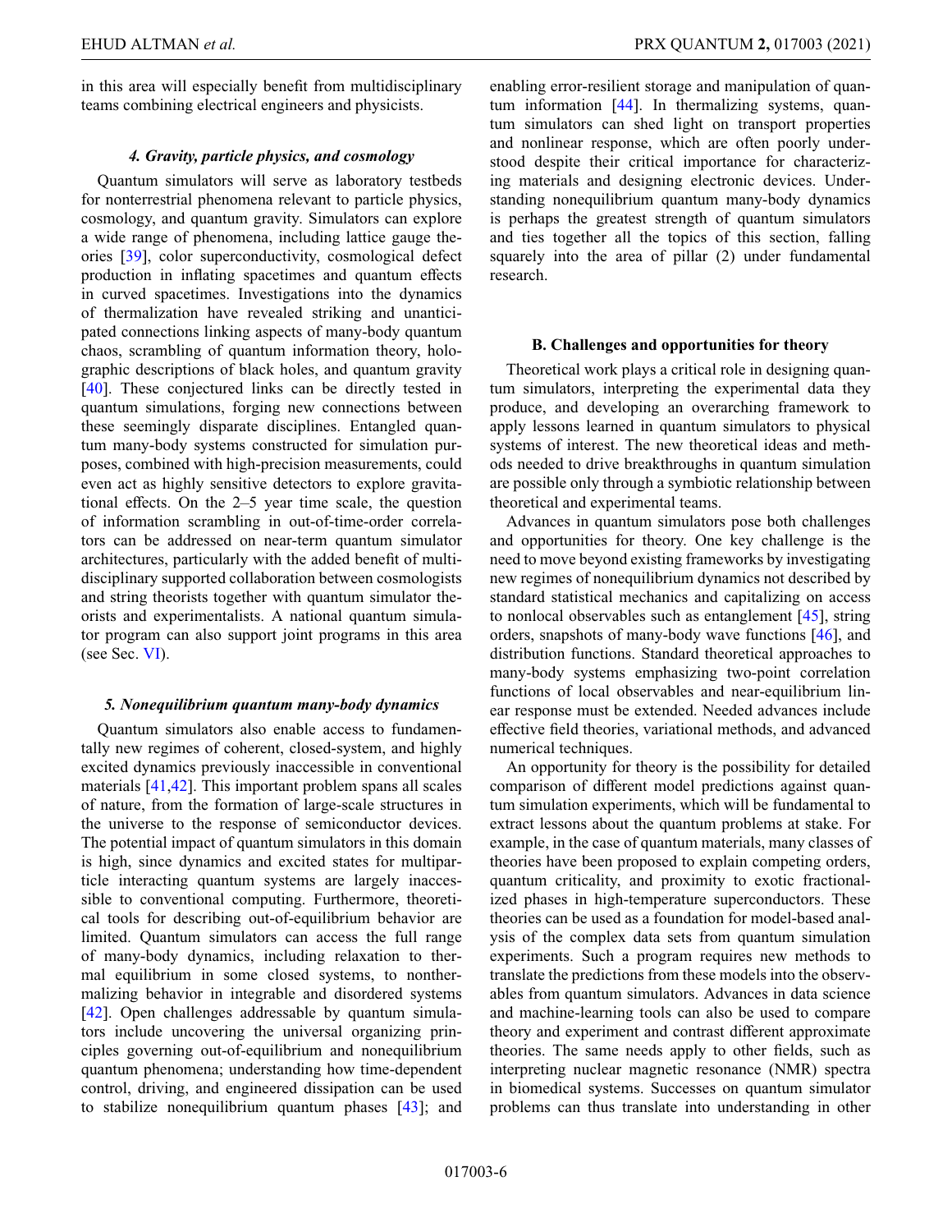in this area will especially benefit from multidisciplinary teams combining electrical engineers and physicists.

#### *4. Gravity, particle physics, and cosmology*

Quantum simulators will serve as laboratory testbeds for nonterrestrial phenomena relevant to particle physics, cosmology, and quantum gravity. Simulators can explore a wide range of phenomena, including lattice gauge theories [39], color superconductivity, cosmological defect production in inflating spacetimes and quantum effects in curved spacetimes. Investigations into the dynamics of thermalization have revealed striking and unanticipated connections linking aspects of many-body quantum chaos, scrambling of quantum information theory, holographic descriptions of black holes, and quantum gravity [40]. These conjectured links can be directly tested in quantum simulations, forging new connections between these seemingly disparate disciplines. Entangled quantum many-body systems constructed for simulation purposes, combined with high-precision measurements, could even act as highly sensitive detectors to explore gravitational effects. On the 2–5 year time scale, the question of information scrambling in out-of-time-order correlators can be addressed on near-term quantum simulator architectures, particularly with the added benefit of multidisciplinary supported collaboration between cosmologists and string theorists together with quantum simulator theorists and experimentalists. A national quantum simulator program can also support joint programs in this area (see Sec. VI).

#### *5. Nonequilibrium quantum many-body dynamics*

Quantum simulators also enable access to fundamentally new regimes of coherent, closed-system, and highly excited dynamics previously inaccessible in conventional materials [41,42]. This important problem spans all scales of nature, from the formation of large-scale structures in the universe to the response of semiconductor devices. The potential impact of quantum simulators in this domain is high, since dynamics and excited states for multiparticle interacting quantum systems are largely inaccessible to conventional computing. Furthermore, theoretical tools for describing out-of-equilibrium behavior are limited. Quantum simulators can access the full range of many-body dynamics, including relaxation to thermal equilibrium in some closed systems, to nonthermalizing behavior in integrable and disordered systems [42]. Open challenges addressable by quantum simulators include uncovering the universal organizing principles governing out-of-equilibrium and nonequilibrium quantum phenomena; understanding how time-dependent control, driving, and engineered dissipation can be used to stabilize nonequilibrium quantum phases [43]; and enabling error-resilient storage and manipulation of quantum information [44]. In thermalizing systems, quantum simulators can shed light on transport properties and nonlinear response, which are often poorly understood despite their critical importance for characterizing materials and designing electronic devices. Understanding nonequilibrium quantum many-body dynamics is perhaps the greatest strength of quantum simulators and ties together all the topics of this section, falling squarely into the area of pillar (2) under fundamental research.

### B. Challenges and opportunities for theory

Theoretical work plays a critical role in designing quantum simulators, interpreting the experimental data they produce, and developing an overarching framework to apply lessons learned in quantum simulators to physical systems of interest. The new theoretical ideas and methods needed to drive breakthroughs in quantum simulation are possible only through a symbiotic relationship between theoretical and experimental teams.

Advances in quantum simulators pose both challenges and opportunities for theory. One key challenge is the need to move beyond existing frameworks by investigating new regimes of nonequilibrium dynamics not described by standard statistical mechanics and capitalizing on access to nonlocal observables such as entanglement [45], string orders, snapshots of many-body wave functions [46], and distribution functions. Standard theoretical approaches to many-body systems emphasizing two-point correlation functions of local observables and near-equilibrium linear response must be extended. Needed advances include effective field theories, variational methods, and advanced numerical techniques.

An opportunity for theory is the possibility for detailed comparison of different model predictions against quantum simulation experiments, which will be fundamental to extract lessons about the quantum problems at stake. For example, in the case of quantum materials, many classes of theories have been proposed to explain competing orders, quantum criticality, and proximity to exotic fractionalized phases in high-temperature superconductors. These theories can be used as a foundation for model-based analysis of the complex data sets from quantum simulation experiments. Such a program requires new methods to translate the predictions from these models into the observables from quantum simulators. Advances in data science and machine-learning tools can also be used to compare theory and experiment and contrast different approximate theories. The same needs apply to other fields, such as interpreting nuclear magnetic resonance (NMR) spectra in biomedical systems. Successes on quantum simulator problems can thus translate into understanding in other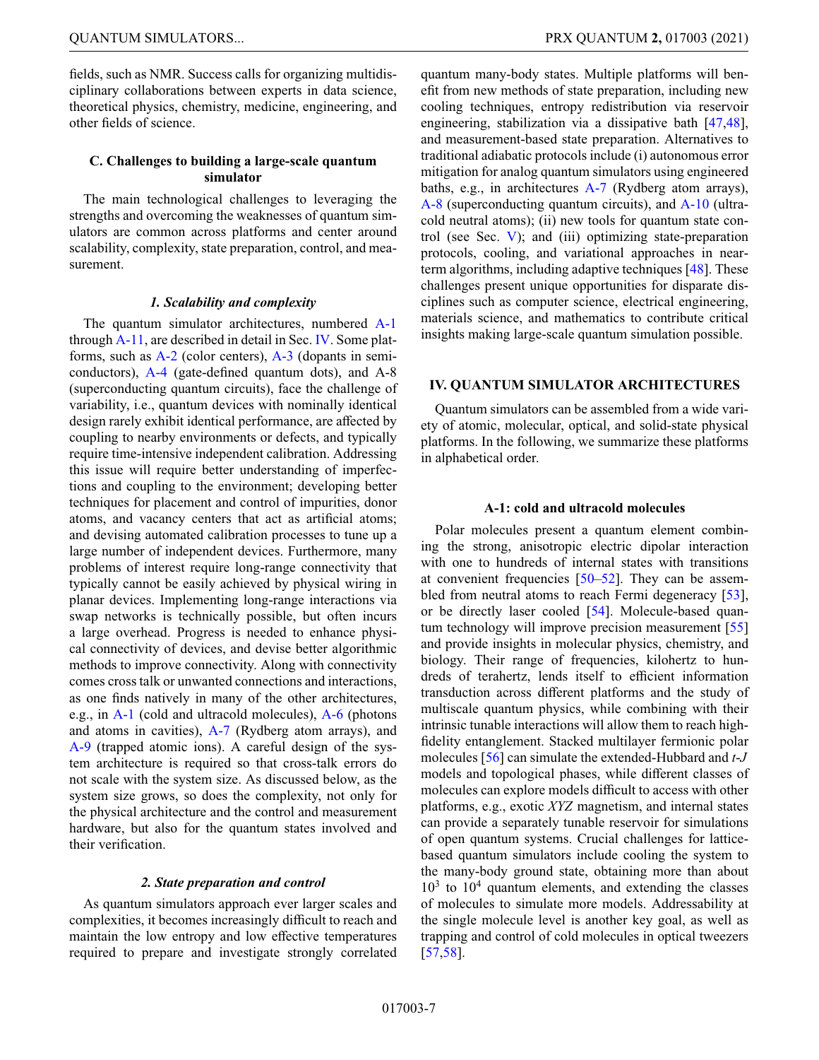fields, such as NMR. Success calls for organizing multidisciplinary collaborations between experts in data science, theoretical physics, chemistry, medicine, engineering, and other fields of science.

### C. Challenges to building a large-scale quantum simulator

The main technological challenges to leveraging the strengths and overcoming the weaknesses of quantum simulators are common across platforms and center around scalability, complexity, state preparation, control, and measurement.

#### *1. Scalability and complexity*

The quantum simulator architectures, numbered A-1 through A-11, are described in detail in Sec. IV. Some platforms, such as A-2 (color centers), A-3 (dopants in semiconductors), A-4 (gate-defined quantum dots), and A-8 (superconducting quantum circuits), face the challenge of variability, i.e., quantum devices with nominally identical design rarely exhibit identical performance, are affected by coupling to nearby environments or defects, and typically require time-intensive independent calibration. Addressing this issue will require better understanding of imperfections and coupling to the environment; developing better techniques for placement and control of impurities, donor atoms, and vacancy centers that act as artificial atoms; and devising automated calibration processes to tune up a large number of independent devices. Furthermore, many problems of interest require long-range connectivity that typically cannot be easily achieved by physical wiring in planar devices. Implementing long-range interactions via swap networks is technically possible, but often incurs a large overhead. Progress is needed to enhance physical connectivity of devices, and devise better algorithmic methods to improve connectivity. Along with connectivity comes cross talk or unwanted connections and interactions, as one finds natively in many of the other architectures, e.g., in A-1 (cold and ultracold molecules), A-6 (photons and atoms in cavities), A-7 (Rydberg atom arrays), and A-9 (trapped atomic ions). A careful design of the system architecture is required so that cross-talk errors do not scale with the system size. As discussed below, as the system size grows, so does the complexity, not only for the physical architecture and the control and measurement hardware, but also for the quantum states involved and their verification.

#### *2. State preparation and control*

As quantum simulators approach ever larger scales and complexities, it becomes increasingly difficult to reach and maintain the low entropy and low effective temperatures required to prepare and investigate strongly correlated quantum many-body states. Multiple platforms will benefit from new methods of state preparation, including new cooling techniques, entropy redistribution via reservoir engineering, stabilization via a dissipative bath [47,48], and measurement-based state preparation. Alternatives to traditional adiabatic protocols include (i) autonomous error mitigation for analog quantum simulators using engineered baths, e.g., in architectures A-7 (Rydberg atom arrays), A-8 (superconducting quantum circuits), and A-10 (ultracold neutral atoms); (ii) new tools for quantum state control (see Sec. V); and (iii) optimizing state-preparation protocols, cooling, and variational approaches in near-term algorithms, including adaptive techniques [48]. These challenges present unique opportunities for disparate disciplines such as computer science, electrical engineering, materials science, and mathematics to contribute critical insights making large-scale quantum simulation possible.

## IV. QUANTUM SIMULATOR ARCHITECTURES

Quantum simulators can be assembled from a wide variety of atomic, molecular, optical, and solid-state physical platforms. In the following, we summarize these platforms in alphabetical order.

### A-1: cold and ultracold molecules

Polar molecules present a quantum element combining the strong, anisotropic electric dipolar interaction with one to hundreds of internal states with transitions at convenient frequencies [50–52]. They can be assembled from neutral atoms to reach Fermi degeneracy [53], or be directly laser cooled [54]. Molecule-based quantum technology will improve precision measurement [55] and provide insights in molecular physics, chemistry, and biology. Their range of frequencies, kilohertz to hundreds of terahertz, lends itself to efficient information transduction across different platforms and the study of multiscale quantum physics, while combining with their intrinsic tunable interactions will allow them to reach high-fidelity entanglement. Stacked multilayer fermionic polar molecules [56] can simulate the extended-Hubbard and *t-J* models and topological phases, while different classes of molecules can explore models difficult to access with other platforms, e.g., exotic *XYZ* magnetism, and internal states can provide a separately tunable reservoir for simulations of open quantum systems. Crucial challenges for lattice-based quantum simulators include cooling the system to the many-body ground state, obtaining more than about $10^3$ to $10^4$ quantum elements, and extending the classes of molecules to simulate more models. Addressability at the single molecule level is another key goal, as well as trapping and control of cold molecules in optical tweezers [57,58].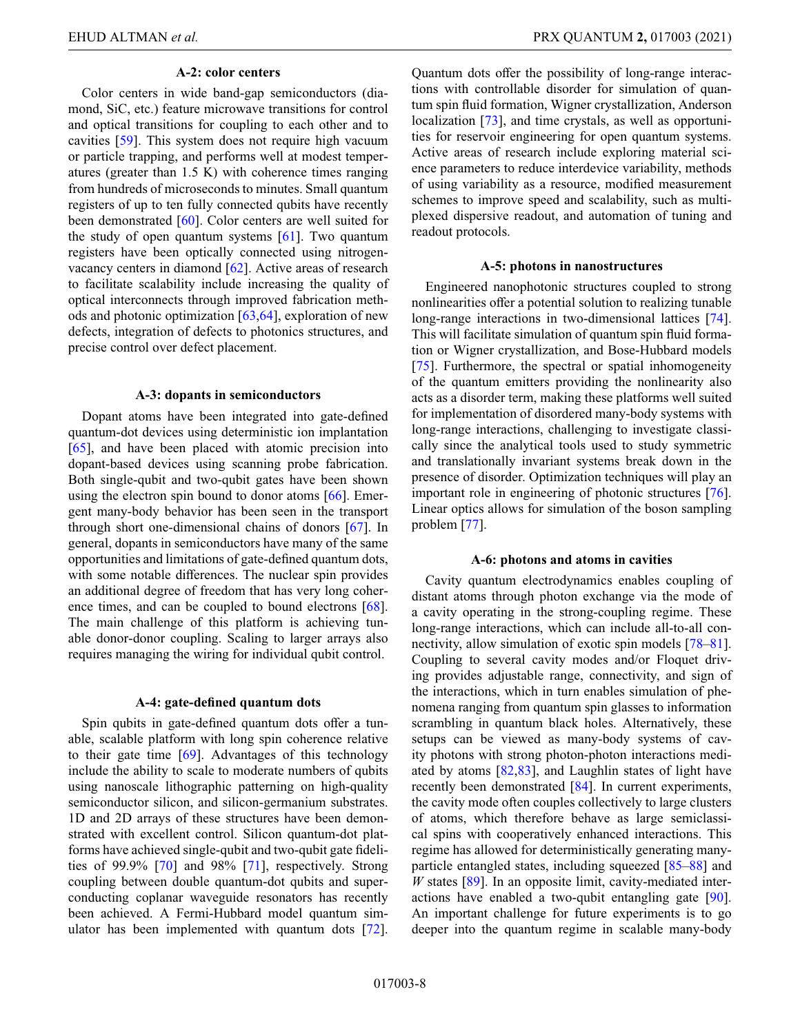#### A-2: color centers

Color centers in wide band-gap semiconductors (diamond, SiC, etc.) feature microwave transitions for control and optical transitions for coupling to each other and to cavities [59]. This system does not require high vacuum or particle trapping, and performs well at modest temperatures (greater than 1.5 K) with coherence times ranging from hundreds of microseconds to minutes. Small quantum registers of up to ten fully connected qubits have recently been demonstrated [60]. Color centers are well suited for the study of open quantum systems [61]. Two quantum registers have been optically connected using nitrogen-vacancy centers in diamond [62]. Active areas of research to facilitate scalability include increasing the quality of optical interconnects through improved fabrication methods and photonic optimization [63,64], exploration of new defects, integration of defects to photonics structures, and precise control over defect placement.

#### A-3: dopants in semiconductors

Dopant atoms have been integrated into gate-defined quantum-dot devices using deterministic ion implantation [65], and have been placed with atomic precision into dopant-based devices using scanning probe fabrication. Both single-qubit and two-qubit gates have been shown using the electron spin bound to donor atoms [66]. Emergent many-body behavior has been seen in the transport through short one-dimensional chains of donors [67]. In general, dopants in semiconductors have many of the same opportunities and limitations of gate-defined quantum dots, with some notable differences. The nuclear spin provides an additional degree of freedom that has very long coherence times, and can be coupled to bound electrons [68]. The main challenge of this platform is achieving tunable donor-donor coupling. Scaling to larger arrays also requires managing the wiring for individual qubit control.

#### A-4: gate-defined quantum dots

Spin qubits in gate-defined quantum dots offer a tunable, scalable platform with long spin coherence relative to their gate time [69]. Advantages of this technology include the ability to scale to moderate numbers of qubits using nanoscale lithographic patterning on high-quality semiconductor silicon, and silicon-germanium substrates. 1D and 2D arrays of these structures have been demonstrated with excellent control. Silicon quantum-dot platforms have achieved single-qubit and two-qubit gate fidelities of 99.9% [70] and 98% [71], respectively. Strong coupling between double quantum-dot qubits and superconducting coplanar waveguide resonators has recently been achieved. A Fermi-Hubbard model quantum simulator has been implemented with quantum dots [72]. Quantum dots offer the possibility of long-range interactions with controllable disorder for simulation of quantum spin fluid formation, Wigner crystallization, Anderson localization [73], and time crystals, as well as opportunities for reservoir engineering for open quantum systems. Active areas of research include exploring material science parameters to reduce interdevice variability, methods of using variability as a resource, modified measurement schemes to improve speed and scalability, such as multiplexed dispersive readout, and automation of tuning and readout protocols.

#### A-5: photons in nanostructures

Engineered nanophotonic structures coupled to strong nonlinearities offer a potential solution to realizing tunable long-range interactions in two-dimensional lattices [74]. This will facilitate simulation of quantum spin fluid formation or Wigner crystallization, and Bose-Hubbard models [75]. Furthermore, the spectral or spatial inhomogeneity of the quantum emitters providing the nonlinearity also acts as a disorder term, making these platforms well suited for implementation of disordered many-body systems with long-range interactions, challenging to investigate classically since the analytical tools used to study symmetric and translationally invariant systems break down in the presence of disorder. Optimization techniques will play an important role in engineering of photonic structures [76]. Linear optics allows for simulation of the boson sampling problem [77].

#### A-6: photons and atoms in cavities

Cavity quantum electrodynamics enables coupling of distant atoms through photon exchange via the mode of a cavity operating in the strong-coupling regime. These long-range interactions, which can include all-to-all connectivity, allow simulation of exotic spin models [78–81]. Coupling to several cavity modes and/or Floquet driving provides adjustable range, connectivity, and sign of the interactions, which in turn enables simulation of phenomena ranging from quantum spin glasses to information scrambling in quantum black holes. Alternatively, these setups can be viewed as many-body systems of cavity photons with strong photon-photon interactions mediated by atoms [82,83], and Laughlin states of light have recently been demonstrated [84]. In current experiments, the cavity mode often couples collectively to large clusters of atoms, which therefore behave as large semiclassical spins with cooperatively enhanced interactions. This regime has allowed for deterministically generating many-particle entangled states, including squeezed [85–88] and *W* states [89]. In an opposite limit, cavity-mediated interactions have enabled a two-qubit entangling gate [90]. An important challenge for future experiments is to go deeper into the quantum regime in scalable many-body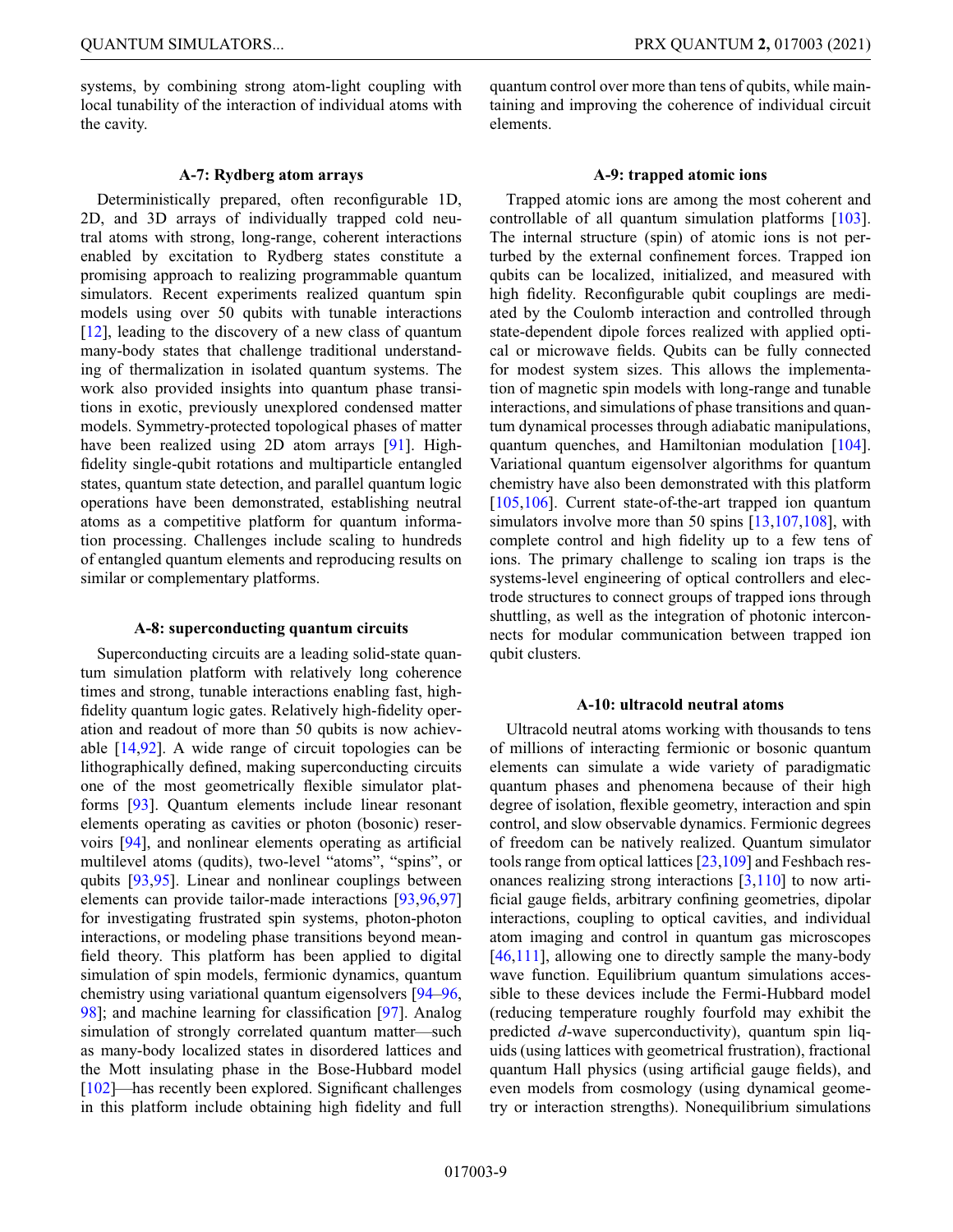systems, by combining strong atom-light coupling with local tunability of the interaction of individual atoms with the cavity.

#### A-7: Rydberg atom arrays

Deterministically prepared, often reconfigurable 1D, 2D, and 3D arrays of individually trapped cold neutral atoms with strong, long-range, coherent interactions enabled by excitation to Rydberg states constitute a promising approach to realizing programmable quantum simulators. Recent experiments realized quantum spin models using over 50 qubits with tunable interactions [12], leading to the discovery of a new class of quantum many-body states that challenge traditional understanding of thermalization in isolated quantum systems. The work also provided insights into quantum phase transitions in exotic, previously unexplored condensed matter models. Symmetry-protected topological phases of matter have been realized using 2D atom arrays [91]. High-fidelity single-qubit rotations and multiparticle entangled states, quantum state detection, and parallel quantum logic operations have been demonstrated, establishing neutral atoms as a competitive platform for quantum information processing. Challenges include scaling to hundreds of entangled quantum elements and reproducing results on similar or complementary platforms.

#### A-8: superconducting quantum circuits

Superconducting circuits are a leading solid-state quantum simulation platform with relatively long coherence times and strong, tunable interactions enabling fast, high-fidelity quantum logic gates. Relatively high-fidelity operation and readout of more than 50 qubits is now achievable [14,92]. A wide range of circuit topologies can be lithographically defined, making superconducting circuits one of the most geometrically flexible simulator platforms [93]. Quantum elements include linear resonant elements operating as cavities or photon (bosonic) reservoirs [94], and nonlinear elements operating as artificial multilevel atoms (qudits), two-level "atoms", "spins", or qubits [93,95]. Linear and nonlinear couplings between elements can provide tailor-made interactions [93,96,97] for investigating frustrated spin systems, photon-photon interactions, or modeling phase transitions beyond mean-field theory. This platform has been applied to digital simulation of spin models, fermionic dynamics, quantum chemistry using variational quantum eigensolvers [94–96, 98]; and machine learning for classification [97]. Analog simulation of strongly correlated quantum matter—such as many-body localized states in disordered lattices and the Mott insulating phase in the Bose-Hubbard model [102]—has recently been explored. Significant challenges in this platform include obtaining high fidelity and full quantum control over more than tens of qubits, while maintaining and improving the coherence of individual circuit elements.

#### A-9: trapped atomic ions

Trapped atomic ions are among the most coherent and controllable of all quantum simulation platforms [103]. The internal structure (spin) of atomic ions is not perturbed by the external confinement forces. Trapped ion qubits can be localized, initialized, and measured with high fidelity. Reconfigurable qubit couplings are mediated by the Coulomb interaction and controlled through state-dependent dipole forces realized with applied optical or microwave fields. Qubits can be fully connected for modest system sizes. This allows the implementation of magnetic spin models with long-range and tunable interactions, and simulations of phase transitions and quantum dynamical processes through adiabatic manipulations, quantum quenches, and Hamiltonian modulation [104]. Variational quantum eigensolver algorithms for quantum chemistry have also been demonstrated with this platform [105,106]. Current state-of-the-art trapped ion quantum simulators involve more than 50 spins [13,107,108], with complete control and high fidelity up to a few tens of ions. The primary challenge to scaling ion traps is the systems-level engineering of optical controllers and electrode structures to connect groups of trapped ions through shuttling, as well as the integration of photonic interconnects for modular communication between trapped ion qubit clusters.

#### A-10: ultracold neutral atoms

Ultracold neutral atoms working with thousands to tens of millions of interacting fermionic or bosonic quantum elements can simulate a wide variety of paradigmatic quantum phases and phenomena because of their high degree of isolation, flexible geometry, interaction and spin control, and slow observable dynamics. Fermionic degrees of freedom can be natively realized. Quantum simulator tools range from optical lattices [23,109] and Feshbach resonances realizing strong interactions [3,110] to now artificial gauge fields, arbitrary confining geometries, dipolar interactions, coupling to optical cavities, and individual atom imaging and control in quantum gas microscopes [46,111], allowing one to directly sample the many-body wave function. Equilibrium quantum simulations accessible to these devices include the Fermi-Hubbard model (reducing temperature roughly fourfold may exhibit the predicted *d*-wave superconductivity), quantum spin liquids (using lattices with geometrical frustration), fractional quantum Hall physics (using artificial gauge fields), and even models from cosmology (using dynamical geometry or interaction strengths). Nonequilibrium simulations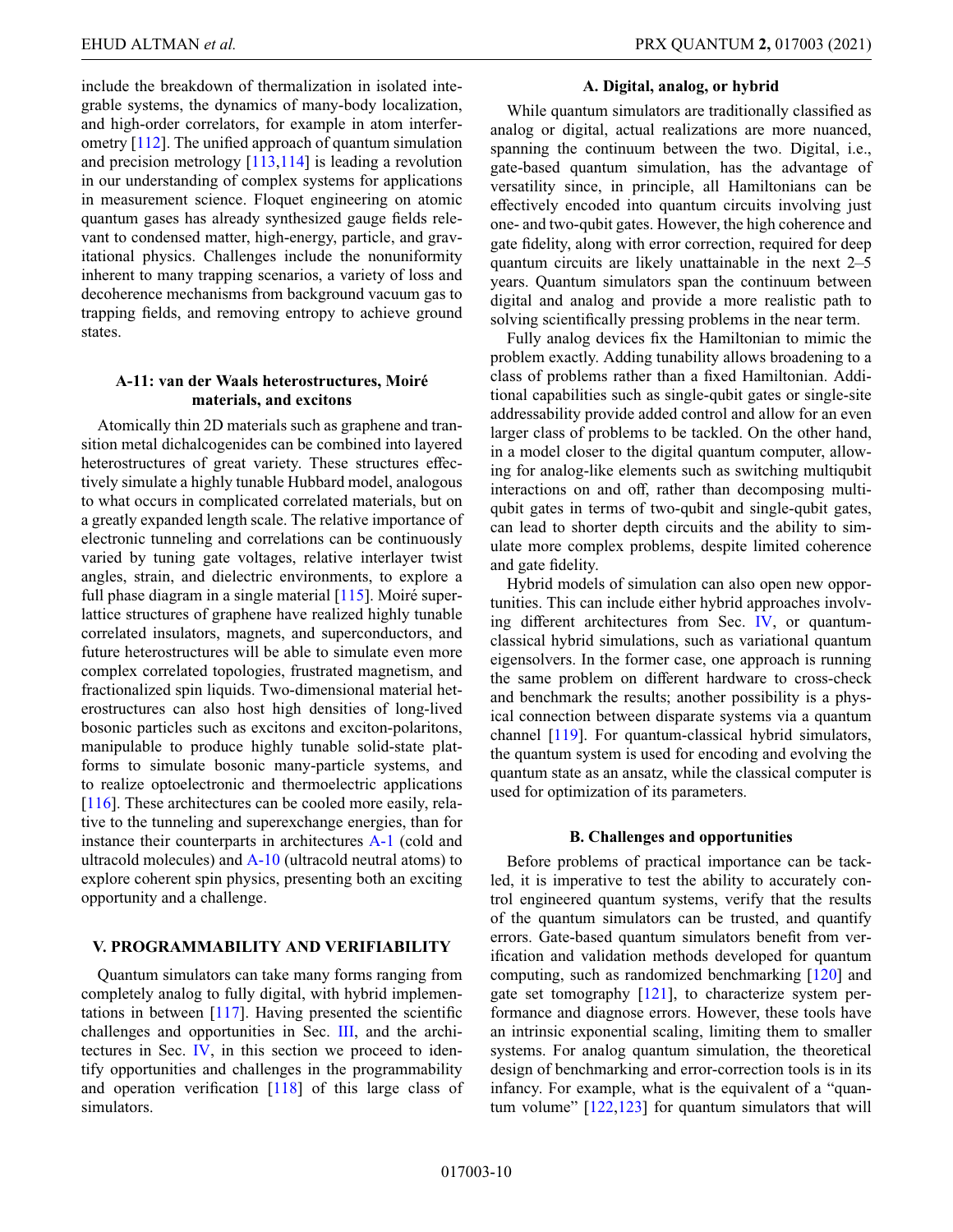include the breakdown of thermalization in isolated integrable systems, the dynamics of many-body localization, and high-order correlators, for example in atom interferometry [112]. The unified approach of quantum simulation and precision metrology [113,114] is leading a revolution in our understanding of complex systems for applications in measurement science. Floquet engineering on atomic quantum gases has already synthesized gauge fields relevant to condensed matter, high-energy, particle, and gravitational physics. Challenges include the nonuniformity inherent to many trapping scenarios, a variety of loss and decoherence mechanisms from background vacuum gas to trapping fields, and removing entropy to achieve ground states.

#### A-11: van der Waals heterostructures, Moiré materials, and excitons

Atomically thin 2D materials such as graphene and transition metal dichalcogenides can be combined into layered heterostructures of great variety. These structures effectively simulate a highly tunable Hubbard model, analogous to what occurs in complicated correlated materials, but on a greatly expanded length scale. The relative importance of electronic tunneling and correlations can be continuously varied by tuning gate voltages, relative interlayer twist angles, strain, and dielectric environments, to explore a full phase diagram in a single material [115]. Moiré superlattice structures of graphene have realized highly tunable correlated insulators, magnets, and superconductors, and future heterostructures will be able to simulate even more complex correlated topologies, frustrated magnetism, and fractionalized spin liquids. Two-dimensional material heterostructures can also host high densities of long-lived bosonic particles such as excitons and exciton-polaritons, manipulable to produce highly tunable solid-state platforms to simulate bosonic many-particle systems, and to realize optoelectronic and thermoelectric applications [116]. These architectures can be cooled more easily, relative to the tunneling and superexchange energies, than for instance their counterparts in architectures A-1 (cold and ultracold molecules) and A-10 (ultracold neutral atoms) to explore coherent spin physics, presenting both an exciting opportunity and a challenge.

## V. PROGRAMMABILITY AND VERIFIABILITY

Quantum simulators can take many forms ranging from completely analog to fully digital, with hybrid implementations in between [117]. Having presented the scientific challenges and opportunities in Sec. III, and the architectures in Sec. IV, in this section we proceed to identify opportunities and challenges in the programmability and operation verification [118] of this large class of simulators.

### A. Digital, analog, or hybrid

While quantum simulators are traditionally classified as analog or digital, actual realizations are more nuanced, spanning the continuum between the two. Digital, i.e., gate-based quantum simulation, has the advantage of versatility since, in principle, all Hamiltonians can be effectively encoded into quantum circuits involving just one- and two-qubit gates. However, the high coherence and gate fidelity, along with error correction, required for deep quantum circuits are likely unattainable in the next 2–5 years. Quantum simulators span the continuum between digital and analog and provide a more realistic path to solving scientifically pressing problems in the near term.

Fully analog devices fix the Hamiltonian to mimic the problem exactly. Adding tunability allows broadening to a class of problems rather than a fixed Hamiltonian. Additional capabilities such as single-qubit gates or single-site addressability provide added control and allow for an even larger class of problems to be tackled. On the other hand, in a model closer to the digital quantum computer, allowing for analog-like elements such as switching multiqubit interactions on and off, rather than decomposing multiqubit gates in terms of two-qubit and single-qubit gates, can lead to shorter depth circuits and the ability to simulate more complex problems, despite limited coherence and gate fidelity.

Hybrid models of simulation can also open new opportunities. This can include either hybrid approaches involving different architectures from Sec. IV, or quantum-classical hybrid simulations, such as variational quantum eigensolvers. In the former case, one approach is running the same problem on different hardware to cross-check and benchmark the results; another possibility is a physical connection between disparate systems via a quantum channel [119]. For quantum-classical hybrid simulators, the quantum system is used for encoding and evolving the quantum state as an ansatz, while the classical computer is used for optimization of its parameters.

### B. Challenges and opportunities

Before problems of practical importance can be tackled, it is imperative to test the ability to accurately control engineered quantum systems, verify that the results of the quantum simulators can be trusted, and quantify errors. Gate-based quantum simulators benefit from verification and validation methods developed for quantum computing, such as randomized benchmarking [120] and gate set tomography [121], to characterize system performance and diagnose errors. However, these tools have an intrinsic exponential scaling, limiting them to smaller systems. For analog quantum simulation, the theoretical design of benchmarking and error-correction tools is in its infancy. For example, what is the equivalent of a "quantum volume" [122,123] for quantum simulators that will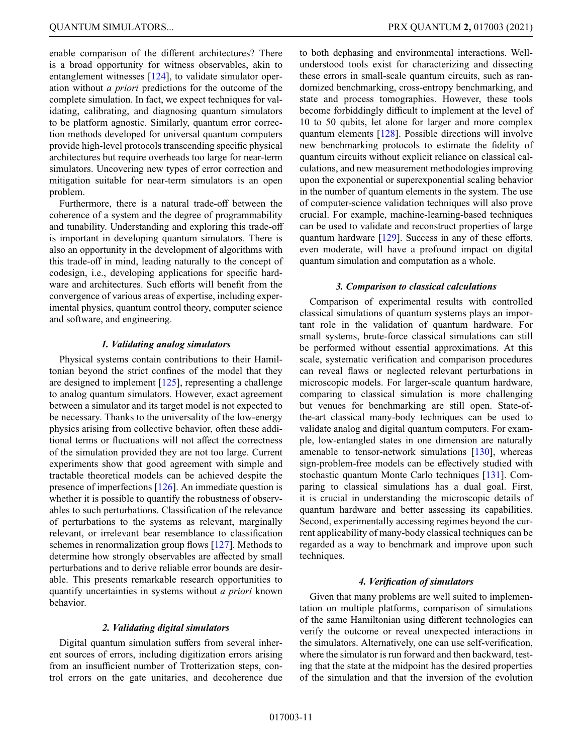enable comparison of the different architectures? There is a broad opportunity for witness observables, akin to entanglement witnesses [124], to validate simulator operation without *a priori* predictions for the outcome of the complete simulation. In fact, we expect techniques for validating, calibrating, and diagnosing quantum simulators to be platform agnostic. Similarly, quantum error correction methods developed for universal quantum computers provide high-level protocols transcending specific physical architectures but require overheads too large for near-term simulators. Uncovering new types of error correction and mitigation suitable for near-term simulators is an open problem.

Furthermore, there is a natural trade-off between the coherence of a system and the degree of programmability and tunability. Understanding and exploring this trade-off is important in developing quantum simulators. There is also an opportunity in the development of algorithms with this trade-off in mind, leading naturally to the concept of codesign, i.e., developing applications for specific hardware and architectures. Such efforts will benefit from the convergence of various areas of expertise, including experimental physics, quantum control theory, computer science and software, and engineering.

#### *1. Validating analog simulators*

Physical systems contain contributions to their Hamiltonian beyond the strict confines of the model that they are designed to implement [125], representing a challenge to analog quantum simulators. However, exact agreement between a simulator and its target model is not expected to be necessary. Thanks to the universality of the low-energy physics arising from collective behavior, often these additional terms or fluctuations will not affect the correctness of the simulation provided they are not too large. Current experiments show that good agreement with simple and tractable theoretical models can be achieved despite the presence of imperfections [126]. An immediate question is whether it is possible to quantify the robustness of observables to such perturbations. Classification of the relevance of perturbations to the systems as relevant, marginally relevant, or irrelevant bear resemblance to classification schemes in renormalization group flows [127]. Methods to determine how strongly observables are affected by small perturbations and to derive reliable error bounds are desirable. This presents remarkable research opportunities to quantify uncertainties in systems without *a priori* known behavior.

#### *2. Validating digital simulators*

Digital quantum simulation suffers from several inherent sources of errors, including digitization errors arising from an insufficient number of Trotterization steps, control errors on the gate unitaries, and decoherence due to both dephasing and environmental interactions. Well-understood tools exist for characterizing and dissecting these errors in small-scale quantum circuits, such as randomized benchmarking, cross-entropy benchmarking, and state and process tomographies. However, these tools become forbiddingly difficult to implement at the level of 10 to 50 qubits, let alone for larger and more complex quantum elements [128]. Possible directions will involve new benchmarking protocols to estimate the fidelity of quantum circuits without explicit reliance on classical calculations, and new measurement methodologies improving upon the exponential or superexponential scaling behavior in the number of quantum elements in the system. The use of computer-science validation techniques will also prove crucial. For example, machine-learning-based techniques can be used to validate and reconstruct properties of large quantum hardware [129]. Success in any of these efforts, even moderate, will have a profound impact on digital quantum simulation and computation as a whole.

#### *3. Comparison to classical calculations*

Comparison of experimental results with controlled classical simulations of quantum systems plays an important role in the validation of quantum hardware. For small systems, brute-force classical simulations can still be performed without essential approximations. At this scale, systematic verification and comparison procedures can reveal flaws or neglected relevant perturbations in microscopic models. For larger-scale quantum hardware, comparing to classical simulation is more challenging but venues for benchmarking are still open. State-of-the-art classical many-body techniques can be used to validate analog and digital quantum computers. For example, low-entangled states in one dimension are naturally amenable to tensor-network simulations [130], whereas sign-problem-free models can be effectively studied with stochastic quantum Monte Carlo techniques [131]. Comparing to classical simulations has a dual goal. First, it is crucial in understanding the microscopic details of quantum hardware and better assessing its capabilities. Second, experimentally accessing regimes beyond the current applicability of many-body classical techniques can be regarded as a way to benchmark and improve upon such techniques.

#### *4. Verification of simulators*

Given that many problems are well suited to implementation on multiple platforms, comparison of simulations of the same Hamiltonian using different technologies can verify the outcome or reveal unexpected interactions in the simulators. Alternatively, one can use self-verification, where the simulator is run forward and then backward, testing that the state at the midpoint has the desired properties of the simulation and that the inversion of the evolution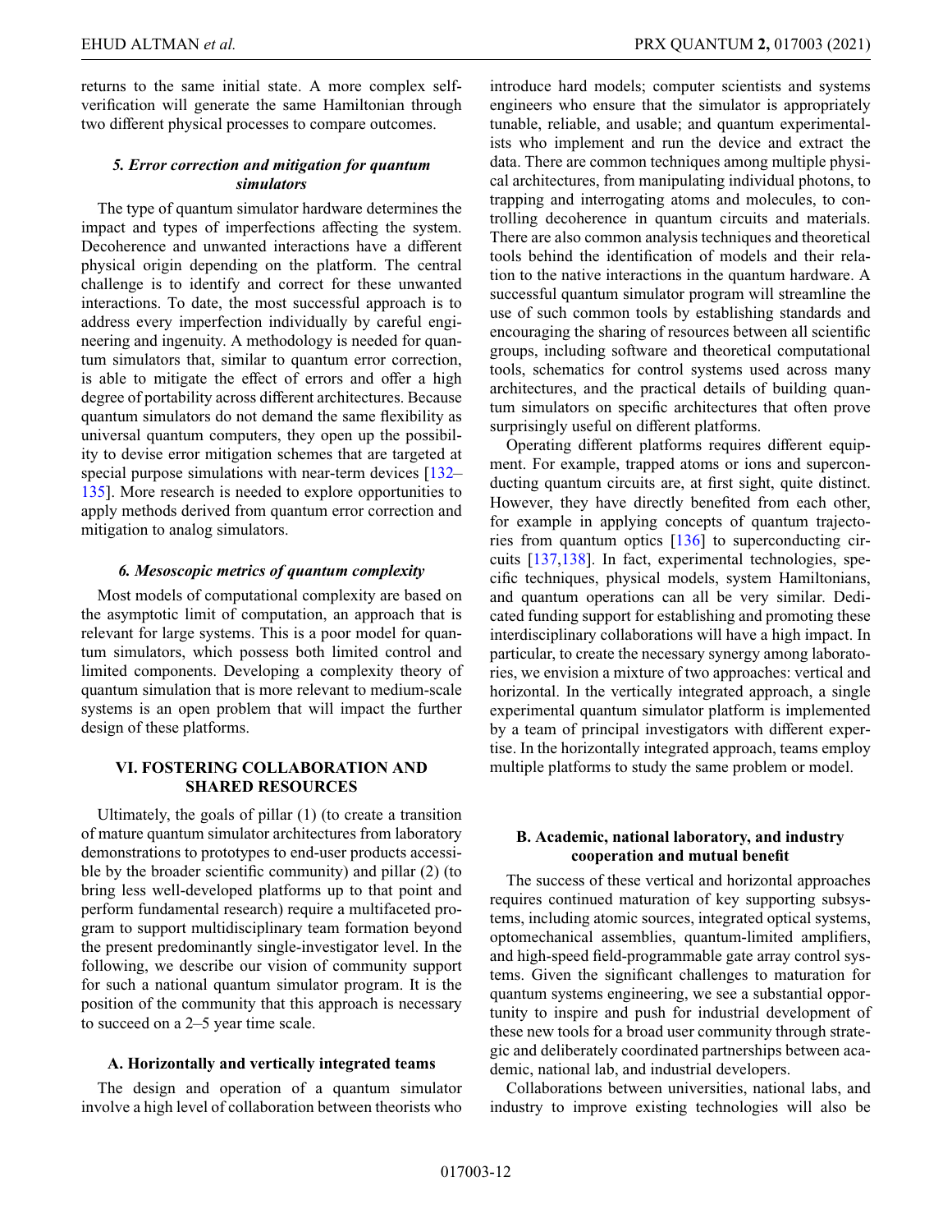returns to the same initial state. A more complex self-verification will generate the same Hamiltonian through two different physical processes to compare outcomes.

#### 5. Error correction and mitigation for quantum simulators

The type of quantum simulator hardware determines the impact and types of imperfections affecting the system. Decoherence and unwanted interactions have a different physical origin depending on the platform. The central challenge is to identify and correct for these unwanted interactions. To date, the most successful approach is to address every imperfection individually by careful engineering and ingenuity. A methodology is needed for quantum simulators that, similar to quantum error correction, is able to mitigate the effect of errors and offer a high degree of portability across different architectures. Because quantum simulators do not demand the same flexibility as universal quantum computers, they open up the possibility to devise error mitigation schemes that are targeted at special purpose simulations with near-term devices [132–135]. More research is needed to explore opportunities to apply methods derived from quantum error correction and mitigation to analog simulators.

#### 6. Mesoscopic metrics of quantum complexity

Most models of computational complexity are based on the asymptotic limit of computation, an approach that is relevant for large systems. This is a poor model for quantum simulators, which possess both limited control and limited components. Developing a complexity theory of quantum simulation that is more relevant to medium-scale systems is an open problem that will impact the further design of these platforms.

## VI. FOSTERING COLLABORATION AND SHARED RESOURCES

Ultimately, the goals of pillar (1) (to create a transition of mature quantum simulator architectures from laboratory demonstrations to prototypes to end-user products accessible by the broader scientific community) and pillar (2) (to bring less well-developed platforms up to that point and perform fundamental research) require a multifaceted program to support multidisciplinary team formation beyond the present predominantly single-investigator level. In the following, we describe our vision of community support for such a national quantum simulator program. It is the position of the community that this approach is necessary to succeed on a 2–5 year time scale.

### A. Horizontally and vertically integrated teams

The design and operation of a quantum simulator involve a high level of collaboration between theorists who introduce hard models; computer scientists and systems engineers who ensure that the simulator is appropriately tunable, reliable, and usable; and quantum experimentalists who implement and run the device and extract the data. There are common techniques among multiple physical architectures, from manipulating individual photons, to trapping and interrogating atoms and molecules, to controlling decoherence in quantum circuits and materials. There are also common analysis techniques and theoretical tools behind the identification of models and their relation to the native interactions in the quantum hardware. A successful quantum simulator program will streamline the use of such common tools by establishing standards and encouraging the sharing of resources between all scientific groups, including software and theoretical computational tools, schematics for control systems used across many architectures, and the practical details of building quantum simulators on specific architectures that often prove surprisingly useful on different platforms.

Operating different platforms requires different equipment. For example, trapped atoms or ions and superconducting quantum circuits are, at first sight, quite distinct. However, they have directly benefited from each other, for example in applying concepts of quantum trajectories from quantum optics [136] to superconducting circuits [137,138]. In fact, experimental technologies, specific techniques, physical models, system Hamiltonians, and quantum operations can all be very similar. Dedicated funding support for establishing and promoting these interdisciplinary collaborations will have a high impact. In particular, to create the necessary synergy among laboratories, we envision a mixture of two approaches: vertical and horizontal. In the vertically integrated approach, a single experimental quantum simulator platform is implemented by a team of principal investigators with different expertise. In the horizontally integrated approach, teams employ multiple platforms to study the same problem or model.

### B. Academic, national laboratory, and industry cooperation and mutual benefit

The success of these vertical and horizontal approaches requires continued maturation of key supporting subsystems, including atomic sources, integrated optical systems, optomechanical assemblies, quantum-limited amplifiers, and high-speed field-programmable gate array control systems. Given the significant challenges to maturation for quantum systems engineering, we see a substantial opportunity to inspire and push for industrial development of these new tools for a broad user community through strategic and deliberately coordinated partnerships between academic, national lab, and industrial developers.

Collaborations between universities, national labs, and industry to improve existing technologies will also be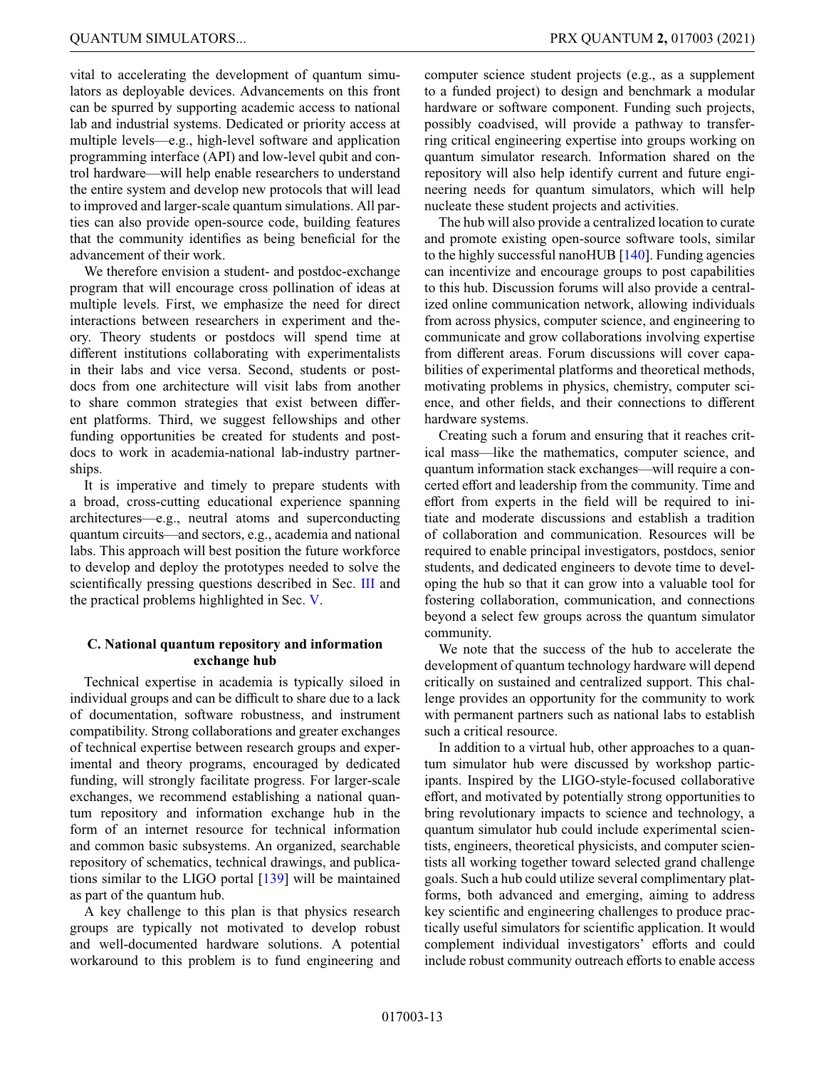vital to accelerating the development of quantum simulators as deployable devices. Advancements on this front can be spurred by supporting academic access to national lab and industrial systems. Dedicated or priority access at multiple levels—e.g., high-level software and application programming interface (API) and low-level qubit and control hardware—will help enable researchers to understand the entire system and develop new protocols that will lead to improved and larger-scale quantum simulations. All parties can also provide open-source code, building features that the community identifies as being beneficial for the advancement of their work.

We therefore envision a student- and postdoc-exchange program that will encourage cross pollination of ideas at multiple levels. First, we emphasize the need for direct interactions between researchers in experiment and theory. Theory students or postdocs will spend time at different institutions collaborating with experimentalists in their labs and vice versa. Second, students or postdocs from one architecture will visit labs from another to share common strategies that exist between different platforms. Third, we suggest fellowships and other funding opportunities be created for students and postdocs to work in academia-national lab-industry partnerships.

It is imperative and timely to prepare students with a broad, cross-cutting educational experience spanning architectures—e.g., neutral atoms and superconducting quantum circuits—and sectors, e.g., academia and national labs. This approach will best position the future workforce to develop and deploy the prototypes needed to solve the scientifically pressing questions described in Sec. III and the practical problems highlighted in Sec. V.

### C. National quantum repository and information exchange hub

Technical expertise in academia is typically siloed in individual groups and can be difficult to share due to a lack of documentation, software robustness, and instrument compatibility. Strong collaborations and greater exchanges of technical expertise between research groups and experimental and theory programs, encouraged by dedicated funding, will strongly facilitate progress. For larger-scale exchanges, we recommend establishing a national quantum repository and information exchange hub in the form of an internet resource for technical information and common basic subsystems. An organized, searchable repository of schematics, technical drawings, and publications similar to the LIGO portal [139] will be maintained as part of the quantum hub.

A key challenge to this plan is that physics research groups are typically not motivated to develop robust and well-documented hardware solutions. A potential workaround to this problem is to fund engineering and computer science student projects (e.g., as a supplement to a funded project) to design and benchmark a modular hardware or software component. Funding such projects, possibly coadvised, will provide a pathway to transferring critical engineering expertise into groups working on quantum simulator research. Information shared on the repository will also help identify current and future engineering needs for quantum simulators, which will help nucleate these student projects and activities.

The hub will also provide a centralized location to curate and promote existing open-source software tools, similar to the highly successful nanoHUB [140]. Funding agencies can incentivize and encourage groups to post capabilities to this hub. Discussion forums will also provide a centralized online communication network, allowing individuals from across physics, computer science, and engineering to communicate and grow collaborations involving expertise from different areas. Forum discussions will cover capabilities of experimental platforms and theoretical methods, motivating problems in physics, chemistry, computer science, and other fields, and their connections to different hardware systems.

Creating such a forum and ensuring that it reaches critical mass—like the mathematics, computer science, and quantum information stack exchanges—will require a concerted effort and leadership from the community. Time and effort from experts in the field will be required to initiate and moderate discussions and establish a tradition of collaboration and communication. Resources will be required to enable principal investigators, postdocs, senior students, and dedicated engineers to devote time to developing the hub so that it can grow into a valuable tool for fostering collaboration, communication, and connections beyond a select few groups across the quantum simulator community.

We note that the success of the hub to accelerate the development of quantum technology hardware will depend critically on sustained and centralized support. This challenge provides an opportunity for the community to work with permanent partners such as national labs to establish such a critical resource.

In addition to a virtual hub, other approaches to a quantum simulator hub were discussed by workshop participants. Inspired by the LIGO-style-focused collaborative effort, and motivated by potentially strong opportunities to bring revolutionary impacts to science and technology, a quantum simulator hub could include experimental scientists, engineers, theoretical physicists, and computer scientists all working together toward selected grand challenge goals. Such a hub could utilize several complimentary platforms, both advanced and emerging, aiming to address key scientific and engineering challenges to produce practically useful simulators for scientific application. It would complement individual investigators' efforts and could include robust community outreach efforts to enable access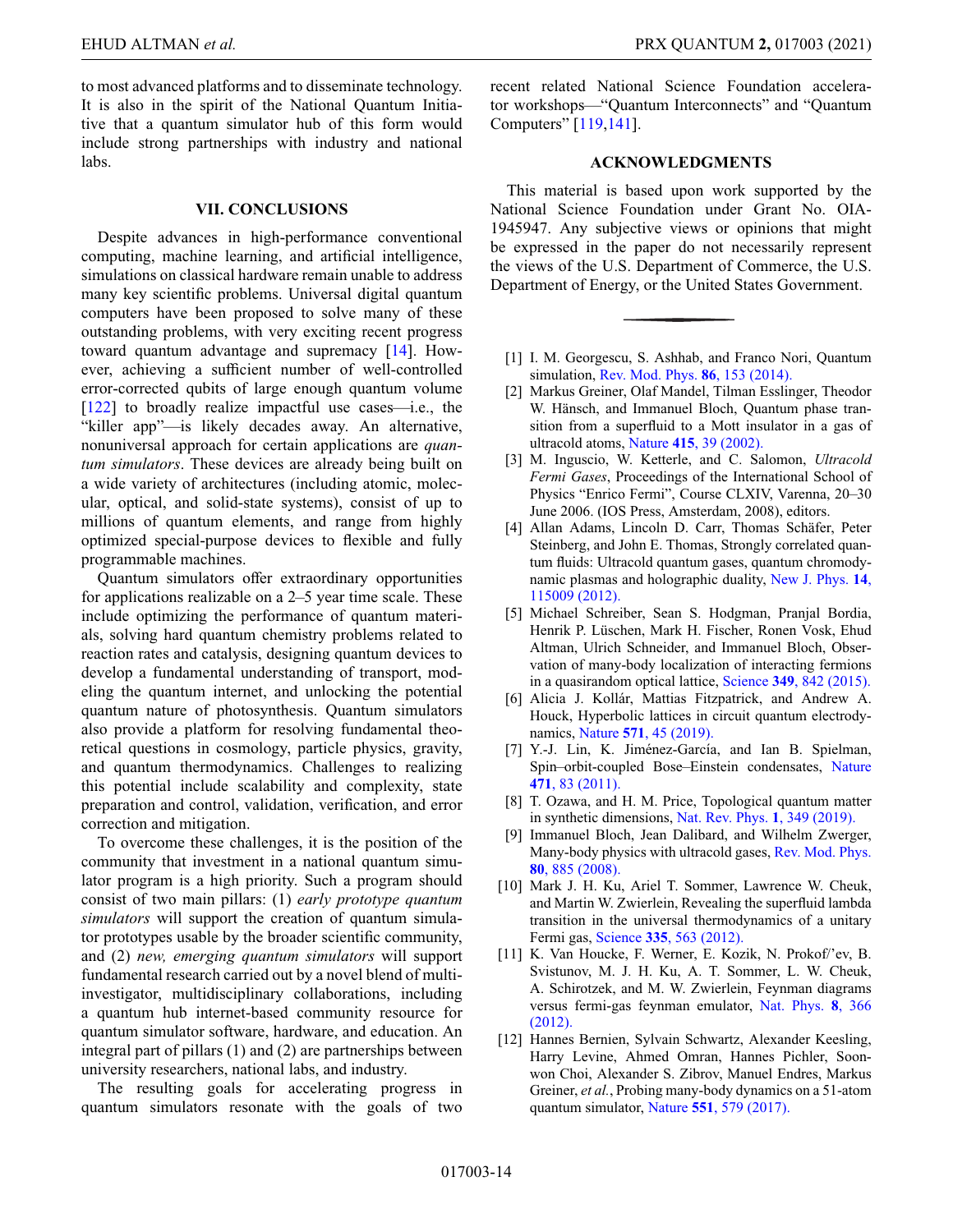to most advanced platforms and to disseminate technology. It is also in the spirit of the National Quantum Initiative that a quantum simulator hub of this form would include strong partnerships with industry and national labs.

## VII. CONCLUSIONS

Despite advances in high-performance conventional computing, machine learning, and artificial intelligence, simulations on classical hardware remain unable to address many key scientific problems. Universal digital quantum computers have been proposed to solve many of these outstanding problems, with very exciting recent progress toward quantum advantage and supremacy [14]. However, achieving a sufficient number of well-controlled error-corrected qubits of large enough quantum volume [122] to broadly realize impactful use cases—i.e., the "killer app"—is likely decades away. An alternative, nonuniversal approach for certain applications are *quantum simulators*. These devices are already being built on a wide variety of architectures (including atomic, molecular, optical, and solid-state systems), consist of up to millions of quantum elements, and range from highly optimized special-purpose devices to flexible and fully programmable machines.

Quantum simulators offer extraordinary opportunities for applications realizable on a 2–5 year time scale. These include optimizing the performance of quantum materials, solving hard quantum chemistry problems related to reaction rates and catalysis, designing quantum devices to develop a fundamental understanding of transport, modeling the quantum internet, and unlocking the potential quantum nature of photosynthesis. Quantum simulators also provide a platform for resolving fundamental theoretical questions in cosmology, particle physics, gravity, and quantum thermodynamics. Challenges to realizing this potential include scalability and complexity, state preparation and control, validation, verification, and error correction and mitigation.

To overcome these challenges, it is the position of the community that investment in a national quantum simulator program is a high priority. Such a program should consist of two main pillars: (1) *early prototype quantum simulators* will support the creation of quantum simulator prototypes usable by the broader scientific community, and (2) *new, emerging quantum simulators* will support fundamental research carried out by a novel blend of multi-investigator, multidisciplinary collaborations, including a quantum hub internet-based community resource for quantum simulator software, hardware, and education. An integral part of pillars (1) and (2) are partnerships between university researchers, national labs, and industry.

The resulting goals for accelerating progress in quantum simulators resonate with the goals of two recent related National Science Foundation accelerator workshops—"Quantum Interconnects" and "Quantum Computers" [119,141].

## ACKNOWLEDGMENTS

This material is based upon work supported by the National Science Foundation under Grant No. OIA-1945947. Any subjective views or opinions that might be expressed in the paper do not necessarily represent the views of the U.S. Department of Commerce, the U.S. Department of Energy, or the United States Government.

---

[1] I. M. Georgescu, S. Ashhab, and Franco Nori, Quantum simulation, Rev. Mod. Phys. **86**, 153 (2014).

[2] Markus Greiner, Olaf Mandel, Tilman Esslinger, Theodor W. Hänsch, and Immanuel Bloch, Quantum phase transition from a superfluid to a Mott insulator in a gas of ultracold atoms, Nature **415**, 39 (2002).

[3] M. Inguscio, W. Ketterle, and C. Salomon, *Ultracold Fermi Gases*, Proceedings of the International School of Physics "Enrico Fermi", Course CLXIV, Varenna, 20–30 June 2006. (IOS Press, Amsterdam, 2008), editors.

[4] Allan Adams, Lincoln D. Carr, Thomas Schäfer, Peter Steinberg, and John E. Thomas, Strongly correlated quantum fluids: Ultracold quantum gases, quantum chromodynamic plasmas and holographic duality, New J. Phys. **14**, 115009 (2012).

[5] Michael Schreiber, Sean S. Hodgman, Pranjal Bordia, Henrik P. Lüschen, Mark H. Fischer, Ronen Vosk, Ehud Altman, Ulrich Schneider, and Immanuel Bloch, Observation of many-body localization of interacting fermions in a quasirandom optical lattice, Science **349**, 842 (2015).

[6] Alicia J. Kollár, Mattias Fitzpatrick, and Andrew A. Houck, Hyperbolic lattices in circuit quantum electrodynamics, Nature **571**, 45 (2019).

[7] Y.-J. Lin, K. Jiménez-García, and Ian B. Spielman, Spin–orbit-coupled Bose–Einstein condensates, Nature **471**, 83 (2011).

[8] T. Ozawa, and H. M. Price, Topological quantum matter in synthetic dimensions, Nat. Rev. Phys. **1**, 349 (2019).

[9] Immanuel Bloch, Jean Dalibard, and Wilhelm Zwerger, Many-body physics with ultracold gases, Rev. Mod. Phys. **80**, 885 (2008).

[10] Mark J. H. Ku, Ariel T. Sommer, Lawrence W. Cheuk, and Martin W. Zwierlein, Revealing the superfluid lambda transition in the universal thermodynamics of a unitary Fermi gas, Science **335**, 563 (2012).

[11] K. Van Houcke, F. Werner, E. Kozik, N. Prokof/'ev, B. Svistunov, M. J. H. Ku, A. T. Sommer, L. W. Cheuk, A. Schirotzek, and M. W. Zwierlein, Feynman diagrams versus fermi-gas feynman emulator, Nat. Phys. **8**, 366 (2012).

[12] Hannes Bernien, Sylvain Schwartz, Alexander Keesling, Harry Levine, Ahmed Omran, Hannes Pichler, Soonwon Choi, Alexander S. Zibrov, Manuel Endres, Markus Greiner, *et al.*, Probing many-body dynamics on a 51-atom quantum simulator, Nature **551**, 579 (2017).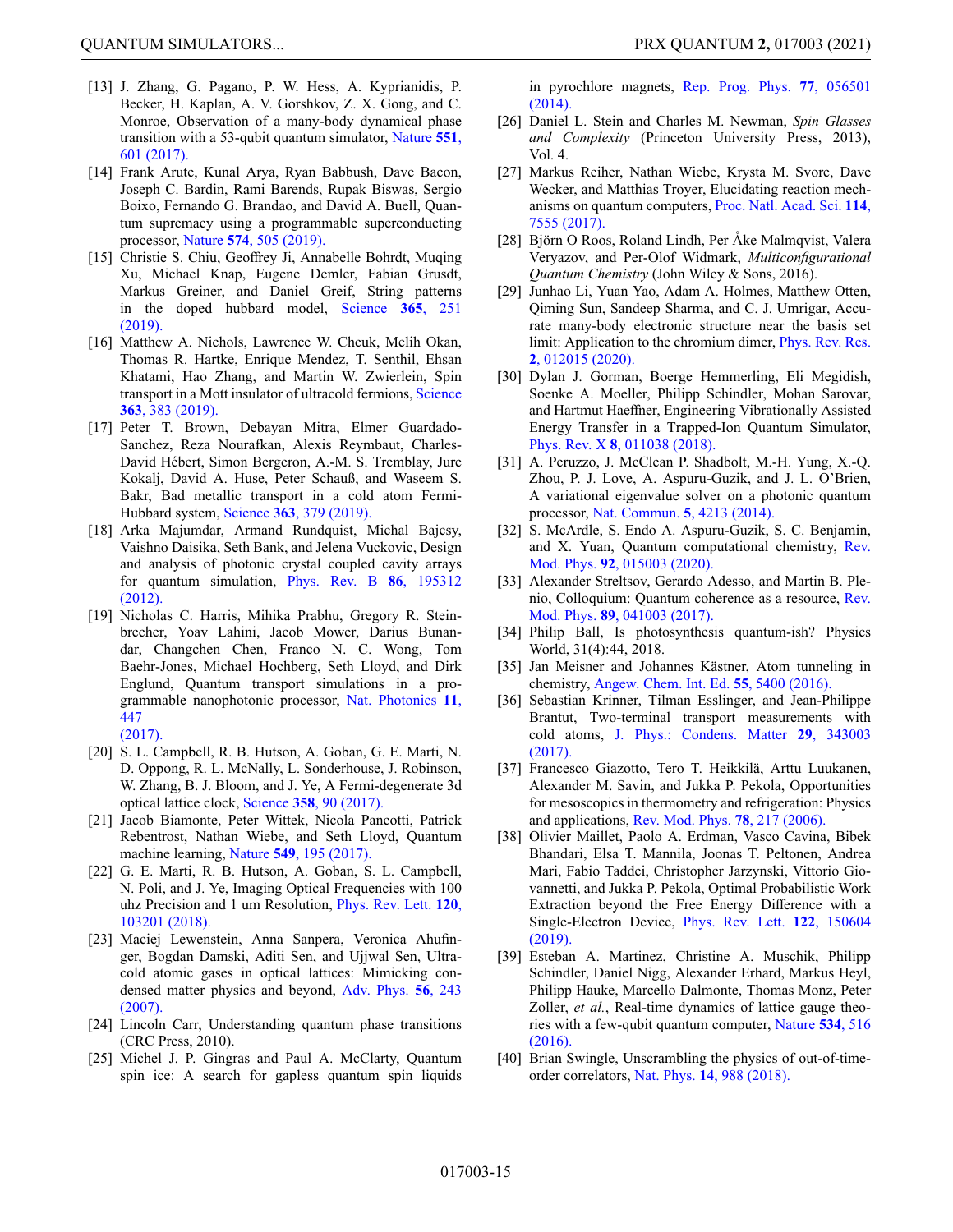[13] J. Zhang, G. Pagano, P. W. Hess, A. Kyprianidis, P. Becker, H. Kaplan, A. V. Gorshkov, Z. X. Gong, and C. Monroe, Observation of a many-body dynamical phase transition with a 53-qubit quantum simulator, Nature **551**, 601 (2017).

[14] Frank Arute, Kunal Arya, Ryan Babbush, Dave Bacon, Joseph C. Bardin, Rami Barends, Rupak Biswas, Sergio Boixo, Fernando G. Brandao, and David A. Buell, Quantum supremacy using a programmable superconducting processor, Nature **574**, 505 (2019).

[15] Christie S. Chiu, Geoffrey Ji, Annabelle Bohrdt, Muqing Xu, Michael Knap, Eugene Demler, Fabian Grusdt, Markus Greiner, and Daniel Greif, String patterns in the doped hubbard model, Science **365**, 251 (2019).

[16] Matthew A. Nichols, Lawrence W. Cheuk, Melih Okan, Thomas R. Hartke, Enrique Mendez, T. Senthil, Ehsan Khatami, Hao Zhang, and Martin W. Zwierlein, Spin transport in a Mott insulator of ultracold fermions, Science **363**, 383 (2019).

[17] Peter T. Brown, Debayan Mitra, Elmer Guardado-Sanchez, Reza Nourafkan, Alexis Reymbaut, Charles-David Hébert, Simon Bergeron, A.-M. S. Tremblay, Jure Kokalj, David A. Huse, Peter Schauß, and Waseem S. Bakr, Bad metallic transport in a cold atom Fermi-Hubbard system, Science **363**, 379 (2019).

[18] Arka Majumdar, Armand Rundquist, Michal Bajcsy, Vaishno Daisika, Seth Bank, and Jelena Vuckovic, Design and analysis of photonic crystal coupled cavity arrays for quantum simulation, Phys. Rev. B **86**, 195312 (2012).

[19] Nicholas C. Harris, Mihika Prabhu, Gregory R. Steinbrecher, Yoav Lahini, Jacob Mower, Darius Bunandar, Changchen Chen, Franco N. C. Wong, Tom Baehr-Jones, Michael Hochberg, Seth Lloyd, and Dirk Englund, Quantum transport simulations in a programmable nanophotonic processor, Nat. Photonics **11**, 447 (2017).

[20] S. L. Campbell, R. B. Hutson, A. Goban, G. E. Marti, N. D. Oppong, R. L. McNally, L. Sonderhouse, J. Robinson, W. Zhang, B. J. Bloom, and J. Ye, A Fermi-degenerate 3d optical lattice clock, Science **358**, 90 (2017).

[21] Jacob Biamonte, Peter Wittek, Nicola Pancotti, Patrick Rebentrost, Nathan Wiebe, and Seth Lloyd, Quantum machine learning, Nature **549**, 195 (2017).

[22] G. E. Marti, R. B. Hutson, A. Goban, S. L. Campbell, N. Poli, and J. Ye, Imaging Optical Frequencies with 100 uhz Precision and 1 um Resolution, Phys. Rev. Lett. **120**, 103201 (2018).

[23] Maciej Lewenstein, Anna Sanpera, Veronica Ahufinger, Bogdan Damski, Aditi Sen, and Ujjwal Sen, Ultracold atomic gases in optical lattices: Mimicking condensed matter physics and beyond, Adv. Phys. **56**, 243 (2007).

[24] Lincoln Carr, Understanding quantum phase transitions (CRC Press, 2010).

[25] Michel J. P. Gingras and Paul A. McClarty, Quantum spin ice: A search for gapless quantum spin liquids in pyrochlore magnets, Rep. Prog. Phys. **77**, 056501 (2014).

[26] Daniel L. Stein and Charles M. Newman, *Spin Glasses and Complexity* (Princeton University Press, 2013), Vol. 4.

[27] Markus Reiher, Nathan Wiebe, Krysta M. Svore, Dave Wecker, and Matthias Troyer, Elucidating reaction mechanisms on quantum computers, Proc. Natl. Acad. Sci. **114**, 7555 (2017).

[28] Björn O Roos, Roland Lindh, Per Åke Malmqvist, Valera Veryazov, and Per-Olof Widmark, *Multiconfigurational Quantum Chemistry* (John Wiley & Sons, 2016).

[29] Junhao Li, Yuan Yao, Adam A. Holmes, Matthew Otten, Qiming Sun, Sandeep Sharma, and C. J. Umrigar, Accurate many-body electronic structure near the basis set limit: Application to the chromium dimer, Phys. Rev. Res. **2**, 012015 (2020).

[30] Dylan J. Gorman, Boerge Hemmerling, Eli Megidish, Soenke A. Moeller, Philipp Schindler, Mohan Sarovar, and Hartmut Haeffner, Engineering Vibrationally Assisted Energy Transfer in a Trapped-Ion Quantum Simulator, Phys. Rev. X **8**, 011038 (2018).

[31] A. Peruzzo, J. McClean P. Shadbolt, M.-H. Yung, X.-Q. Zhou, P. J. Love, A. Aspuru-Guzik, and J. L. O'Brien, A variational eigenvalue solver on a photonic quantum processor, Nat. Commun. **5**, 4213 (2014).

[32] S. McArdle, S. Endo A. Aspuru-Guzik, S. C. Benjamin, and X. Yuan, Quantum computational chemistry, Rev. Mod. Phys. **92**, 015003 (2020).

[33] Alexander Streltsov, Gerardo Adesso, and Martin B. Plenio, Colloquium: Quantum coherence as a resource, Rev. Mod. Phys. **89**, 041003 (2017).

[34] Philip Ball, Is photosynthesis quantum-ish? Physics World, 31(4):44, 2018.

[35] Jan Meisner and Johannes Kästner, Atom tunneling in chemistry, Angew. Chem. Int. Ed. **55**, 5400 (2016).

[36] Sebastian Krinner, Tilman Esslinger, and Jean-Philippe Brantut, Two-terminal transport measurements with cold atoms, J. Phys.: Condens. Matter **29**, 343003 (2017).

[37] Francesco Giazotto, Tero T. Heikkilä, Arttu Luukanen, Alexander M. Savin, and Jukka P. Pekola, Opportunities for mesoscopics in thermometry and refrigeration: Physics and applications, Rev. Mod. Phys. **78**, 217 (2006).

[38] Olivier Maillet, Paolo A. Erdman, Vasco Cavina, Bibek Bhandari, Elsa T. Mannila, Joonas T. Peltonen, Andrea Mari, Fabio Taddei, Christopher Jarzynski, Vittorio Giovannetti, and Jukka P. Pekola, Optimal Probabilistic Work Extraction beyond the Free Energy Difference with a Single-Electron Device, Phys. Rev. Lett. **122**, 150604 (2019).

[39] Esteban A. Martinez, Christine A. Muschik, Philipp Schindler, Daniel Nigg, Alexander Erhard, Markus Heyl, Philipp Hauke, Marcello Dalmonte, Thomas Monz, Peter Zoller, *et al.*, Real-time dynamics of lattice gauge theories with a few-qubit quantum computer, Nature **534**, 516 (2016).

[40] Brian Swingle, Unscrambling the physics of out-of-time-order correlators, Nat. Phys. **14**, 988 (2018).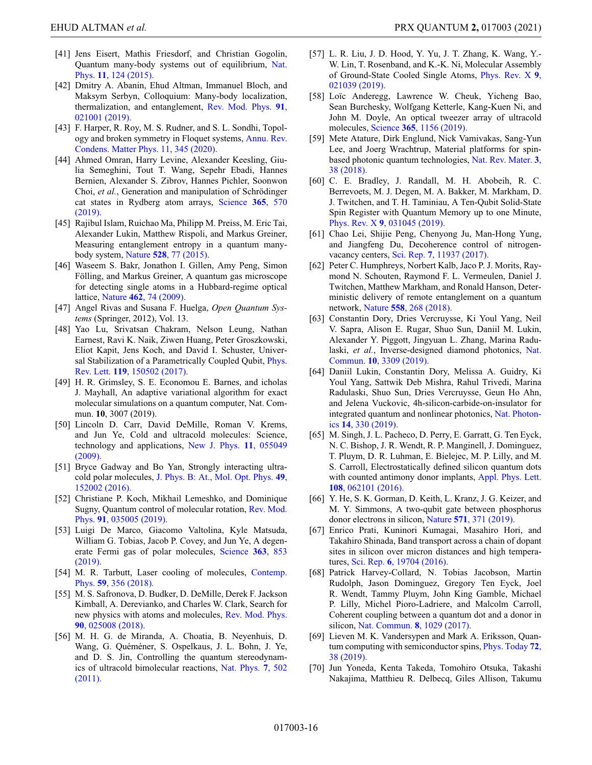[41] Jens Eisert, Mathis Friesdorf, and Christian Gogolin, Quantum many-body systems out of equilibrium, Nat. Phys. **11**, 124 (2015).

[42] Dmitry A. Abanin, Ehud Altman, Immanuel Bloch, and Maksym Serbyn, Colloquium: Many-body localization, thermalization, and entanglement, Rev. Mod. Phys. **91**, 021001 (2019).

[43] F. Harper, R. Roy, M. S. Rudner, and S. L. Sondhi, Topology and broken symmetry in Floquet systems, Annu. Rev. Condens. Matter Phys. 11, 345 (2020).

[44] Ahmed Omran, Harry Levine, Alexander Keesling, Giulia Semeghini, Tout T. Wang, Sepehr Ebadi, Hannes Bernien, Alexander S. Zibrov, Hannes Pichler, Soonwon Choi, *et al.*, Generation and manipulation of Schrödinger cat states in Rydberg atom arrays, Science **365**, 570 (2019).

[45] Rajibul Islam, Ruichao Ma, Philipp M. Preiss, M. Eric Tai, Alexander Lukin, Matthew Rispoli, and Markus Greiner, Measuring entanglement entropy in a quantum many-body system, Nature **528**, 77 (2015).

[46] Waseem S. Bakr, Jonathon I. Gillen, Amy Peng, Simon Fölling, and Markus Greiner, A quantum gas microscope for detecting single atoms in a Hubbard-regime optical lattice, Nature **462**, 74 (2009).

[47] Angel Rivas and Susana F. Huelga, *Open Quantum Systems* (Springer, 2012), Vol. 13.

[48] Yao Lu, Srivatsan Chakram, Nelson Leung, Nathan Earnest, Ravi K. Naik, Ziwen Huang, Peter Groszkowski, Eliot Kapit, Jens Koch, and David I. Schuster, Universal Stabilization of a Parametrically Coupled Qubit, Phys. Rev. Lett. **119**, 150502 (2017).

[49] H. R. Grimsley, S. E. Economou E. Barnes, and icholas J. Mayhall, An adaptive variational algorithm for exact molecular simulations on a quantum computer, Nat. Commun. **10**, 3007 (2019).

[50] Lincoln D. Carr, David DeMille, Roman V. Krems, and Jun Ye, Cold and ultracold molecules: Science, technology and applications, New J. Phys. **11**, 055049 (2009).

[51] Bryce Gadway and Bo Yan, Strongly interacting ultracold polar molecules, J. Phys. B: At., Mol. Opt. Phys. **49**, 152002 (2016).

[52] Christiane P. Koch, Mikhail Lemeshko, and Dominique Sugny, Quantum control of molecular rotation, Rev. Mod. Phys. **91**, 035005 (2019).

[53] Luigi De Marco, Giacomo Valtolina, Kyle Matsuda, William G. Tobias, Jacob P. Covey, and Jun Ye, A degenerate Fermi gas of polar molecules, Science **363**, 853 (2019).

[54] M. R. Tarbutt, Laser cooling of molecules, Contemp. Phys. **59**, 356 (2018).

[55] M. S. Safronova, D. Budker, D. DeMille, Derek F. Jackson Kimball, A. Derevianko, and Charles W. Clark, Search for new physics with atoms and molecules, Rev. Mod. Phys. **90**, 025008 (2018).

[56] M. H. G. de Miranda, A. Chotia, B. Neyenhuis, D. Wang, G. Quéméner, S. Ospelkaus, J. L. Bohn, J. Ye, and D. S. Jin, Controlling the quantum stereodynamics of ultracold bimolecular reactions, Nat. Phys. **7**, 502 (2011).

[57] L. R. Liu, J. D. Hood, Y. Yu, J. T. Zhang, K. Wang, Y.-W. Lin, T. Rosenband, and K.-K. Ni, Molecular Assembly of Ground-State Cooled Single Atoms, Phys. Rev. X **9**, 021039 (2019).

[58] Loïc Anderegg, Lawrence W. Cheuk, Yicheng Bao, Sean Burchesky, Wolfgang Ketterle, Kang-Kuen Ni, and John M. Doyle, An optical tweezer array of ultracold molecules, Science **365**, 1156 (2019).

[59] Mete Atature, Dirk Englund, Nick Vamivakas, Sang-Yun Lee, and Joerg Wrachtrup, Material platforms for spin-based photonic quantum technologies, Nat. Rev. Mater. **3**, 38 (2018).

[60] C. E. Bradley, J. Randall, M. H. Abobeih, R. C. Berrevoets, M. J. Degen, M. A. Bakker, M. Markham, D. J. Twitchen, and T. H. Taminiau, A Ten-Qubit Solid-State Spin Register with Quantum Memory up to one Minute, Phys. Rev. X **9**, 031045 (2019).

[61] Chao Lei, Shijie Peng, Chenyong Ju, Man-Hong Yung, and Jiangfeng Du, Decoherence control of nitrogen-vacancy centers, Sci. Rep. **7**, 11937 (2017).

[62] Peter C. Humphreys, Norbert Kalb, Jaco P. J. Morits, Raymond N. Schouten, Raymond F. L. Vermeulen, Daniel J. Twitchen, Matthew Markham, and Ronald Hanson, Deterministic delivery of remote entanglement on a quantum network, Nature **558**, 268 (2018).

[63] Constantin Dory, Dries Vercruysse, Ki Youl Yang, Neil V. Sapra, Alison E. Rugar, Shuo Sun, Daniil M. Lukin, Alexander Y. Piggott, Jingyuan L. Zhang, Marina Radulaski, *et al.*, Inverse-designed diamond photonics, Nat. Commun. **10**, 3309 (2019).

[64] Daniil Lukin, Constantin Dory, Melissa A. Guidry, Ki Youl Yang, Sattwik Deb Mishra, Rahul Trivedi, Marina Radulaski, Shuo Sun, Dries Vercruysse, Geun Ho Ahn, and Jelena Vuckovic, 4h-silicon-carbide-on-insulator for integrated quantum and nonlinear photonics, Nat. Photonics **14**, 330 (2019).

[65] M. Singh, J. L. Pacheco, D. Perry, E. Garratt, G. Ten Eyck, N. C. Bishop, J. R. Wendt, R. P. Manginell, J. Dominguez, T. Pluym, D. R. Luhman, E. Bielejec, M. P. Lilly, and M. S. Carroll, Electrostatically defined silicon quantum dots with counted antimony donor implants, Appl. Phys. Lett. **108**, 062101 (2016).

[66] Y. He, S. K. Gorman, D. Keith, L. Kranz, J. G. Keizer, and M. Y. Simmons, A two-qubit gate between phosphorus donor electrons in silicon, Nature **571**, 371 (2019).

[67] Enrico Prati, Kuninori Kumagai, Masahiro Hori, and Takahiro Shinada, Band transport across a chain of dopant sites in silicon over micron distances and high temperatures, Sci. Rep. **6**, 19704 (2016).

[68] Patrick Harvey-Collard, N. Tobias Jacobson, Martin Rudolph, Jason Dominguez, Gregory Ten Eyck, Joel R. Wendt, Tammy Pluym, John King Gamble, Michael P. Lilly, Michel Pioro-Ladriere, and Malcolm Carroll, Coherent coupling between a quantum dot and a donor in silicon, Nat. Commun. **8**, 1029 (2017).

[69] Lieven M. K. Vandersypen and Mark A. Eriksson, Quantum computing with semiconductor spins, Phys. Today **72**, 38 (2019).

[70] Jun Yoneda, Kenta Takeda, Tomohiro Otsuka, Takashi Nakajima, Matthieu R. Delbecq, Giles Allison, Takumu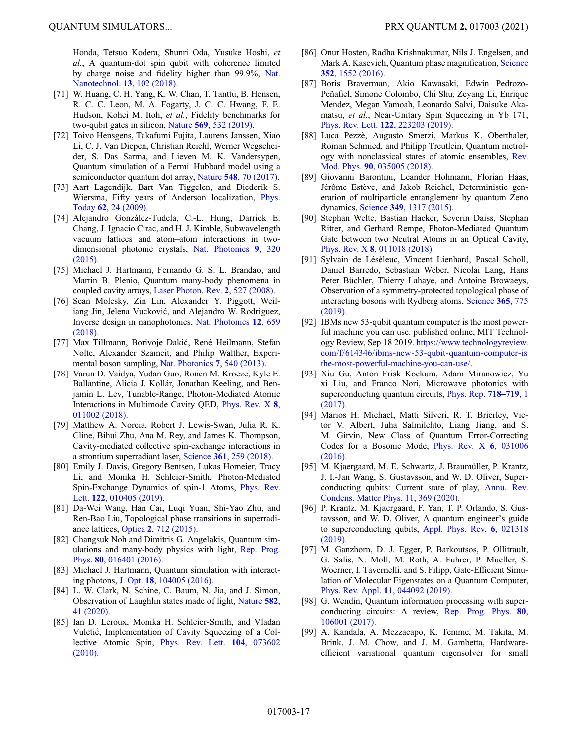Honda, Tetsuo Kodera, Shunri Oda, Yusuke Hoshi, *et al.*, A quantum-dot spin qubit with coherence limited by charge noise and fidelity higher than 99.9%, Nat. Nanotechnol. **13**, 102 (2018).

[71] W. Huang, C. H. Yang, K. W. Chan, T. Tanttu, B. Hensen, R. C. C. Leon, M. A. Fogarty, J. C. C. Hwang, F. E. Hudson, Kohei M. Itoh, *et al.*, Fidelity benchmarks for two-qubit gates in silicon, Nature **569**, 532 (2019).

[72] Toivo Hensgens, Takafumi Fujita, Laurens Janssen, Xiao Li, C. J. Van Diepen, Christian Reichl, Werner Wegscheider, S. Das Sarma, and Lieven M. K. Vandersypen, Quantum simulation of a Fermi–Hubbard model using a semiconductor quantum dot array, Nature **548**, 70 (2017).

[73] Aart Lagendijk, Bart Van Tiggelen, and Diederik S. Wiersma, Fifty years of Anderson localization, Phys. Today **62**, 24 (2009).

[74] Alejandro González-Tudela, C.-L. Hung, Darrick E. Chang, J. Ignacio Cirac, and H. J. Kimble, Subwavelength vacuum lattices and atom–atom interactions in two-dimensional photonic crystals, Nat. Photonics **9**, 320 (2015).

[75] Michael J. Hartmann, Fernando G. S. L. Brandao, and Martin B. Plenio, Quantum many-body phenomena in coupled cavity arrays, Laser Photon. Rev. **2**, 527 (2008).

[76] Sean Molesky, Zin Lin, Alexander Y. Piggott, Weiliang Jin, Jelena Vucković, and Alejandro W. Rodriguez, Inverse design in nanophotonics, Nat. Photonics **12**, 659 (2018).

[77] Max Tillmann, Borivoje Dakić, René Heilmann, Stefan Nolte, Alexander Szameit, and Philip Walther, Experimental boson sampling, Nat. Photonics **7**, 540 (2013).

[78] Varun D. Vaidya, Yudan Guo, Ronen M. Kroeze, Kyle E. Ballantine, Alicia J. Kollár, Jonathan Keeling, and Benjamin L. Lev, Tunable-Range, Photon-Mediated Atomic Interactions in Multimode Cavity QED, Phys. Rev. X **8**, 011002 (2018).

[79] Matthew A. Norcia, Robert J. Lewis-Swan, Julia R. K. Cline, Bihui Zhu, Ana M. Rey, and James K. Thompson, Cavity-mediated collective spin-exchange interactions in a strontium superradiant laser, Science **361**, 259 (2018).

[80] Emily J. Davis, Gregory Bentsen, Lukas Homeier, Tracy Li, and Monika H. Schleier-Smith, Photon-Mediated Spin-Exchange Dynamics of spin-1 Atoms, Phys. Rev. Lett. **122**, 010405 (2019).

[81] Da-Wei Wang, Han Cai, Luqi Yuan, Shi-Yao Zhu, and Ren-Bao Liu, Topological phase transitions in superradiance lattices, Optica **2**, 712 (2015).

[82] Changsuk Noh and Dimitris G. Angelakis, Quantum simulations and many-body physics with light, Rep. Prog. Phys. **80**, 016401 (2016).

[83] Michael J. Hartmann, Quantum simulation with interacting photons, J. Opt. **18**, 104005 (2016).

[84] L. W. Clark, N. Schine, C. Baum, N. Jia, and J. Simon, Observation of Laughlin states made of light, Nature **582**, 41 (2020).

[85] Ian D. Leroux, Monika H. Schleier-Smith, and Vladan Vuletić, Implementation of Cavity Squeezing of a Collective Atomic Spin, Phys. Rev. Lett. **104**, 073602 (2010).

[86] Onur Hosten, Radha Krishnakumar, Nils J. Engelsen, and Mark A. Kasevich, Quantum phase magnification, Science **352**, 1552 (2016).

[87] Boris Braverman, Akio Kawasaki, Edwin Pedrozo-Peñafiel, Simone Colombo, Chi Shu, Zeyang Li, Enrique Mendez, Megan Yamoah, Leonardo Salvi, Daisuke Akamatsu, *et al.*, Near-Unitary Spin Squeezing in Yb 171, Phys. Rev. Lett. **122**, 223203 (2019).

[88] Luca Pezzè, Augusto Smerzi, Markus K. Oberthaler, Roman Schmied, and Philipp Treutlein, Quantum metrology with nonclassical states of atomic ensembles, Rev. Mod. Phys. **90**, 035005 (2018).

[89] Giovanni Barontini, Leander Hohmann, Florian Haas, Jérôme Estève, and Jakob Reichel, Deterministic generation of multiparticle entanglement by quantum Zeno dynamics, Science **349**, 1317 (2015).

[90] Stephan Welte, Bastian Hacker, Severin Daiss, Stephan Ritter, and Gerhard Rempe, Photon-Mediated Quantum Gate between two Neutral Atoms in an Optical Cavity, Phys. Rev. X **8**, 011018 (2018).

[91] Sylvain de Léséleuc, Vincent Lienhard, Pascal Scholl, Daniel Barredo, Sebastian Weber, Nicolai Lang, Hans Peter Büchler, Thierry Lahaye, and Antoine Browaeys, Observation of a symmetry-protected topological phase of interacting bosons with Rydberg atoms, Science **365**, 775 (2019).

[92] IBMs new 53-qubit quantum computer is the most powerful machine you can use. published online, MIT Technology Review, Sep 18 2019. https://www.technologyreview.com/f/614346/ibms-new-53-qubit-quantum-computer-is the-most-powerful-machine-you-can-use/.

[93] Xiu Gu, Anton Frisk Kockum, Adam Miranowicz, Yu xi Liu, and Franco Nori, Microwave photonics with superconducting quantum circuits, Phys. Rep. **718–719**, 1 (2017).

[94] Marios H. Michael, Matti Silveri, R. T. Brierley, Victor V. Albert, Juha Salmilehto, Liang Jiang, and S. M. Girvin, New Class of Quantum Error-Correcting Codes for a Bosonic Mode, Phys. Rev. X **6**, 031006 (2016).

[95] M. Kjaergaard, M. E. Schwartz, J. Braumüller, P. Krantz, J. I.-Jan Wang, S. Gustavsson, and W. D. Oliver, Superconducting qubits: Current state of play, Annu. Rev. Condens. Matter Phys. 11, 369 (2020).

[96] P. Krantz, M. Kjaergaard, F. Yan, T. P. Orlando, S. Gustavsson, and W. D. Oliver, A quantum engineer's guide to superconducting qubits, Appl. Phys. Rev. **6**, 021318 (2019).

[97] M. Ganzhorn, D. J. Egger, P. Barkoutsos, P. Ollitrault, G. Salis, N. Moll, M. Roth, A. Fuhrer, P. Mueller, S. Woerner, I. Tavernelli, and S. Filipp, Gate-Efficient Simulation of Molecular Eigenstates on a Quantum Computer, Phys. Rev. Appl. **11**, 044092 (2019).

[98] G. Wendin, Quantum information processing with superconducting circuits: A review, Rep. Prog. Phys. **80**, 106001 (2017).

[99] A. Kandala, A. Mezzacapo, K. Temme, M. Takita, M. Brink, J. M. Chow, and J. M. Gambetta, Hardware-efficient variational quantum eigensolver for small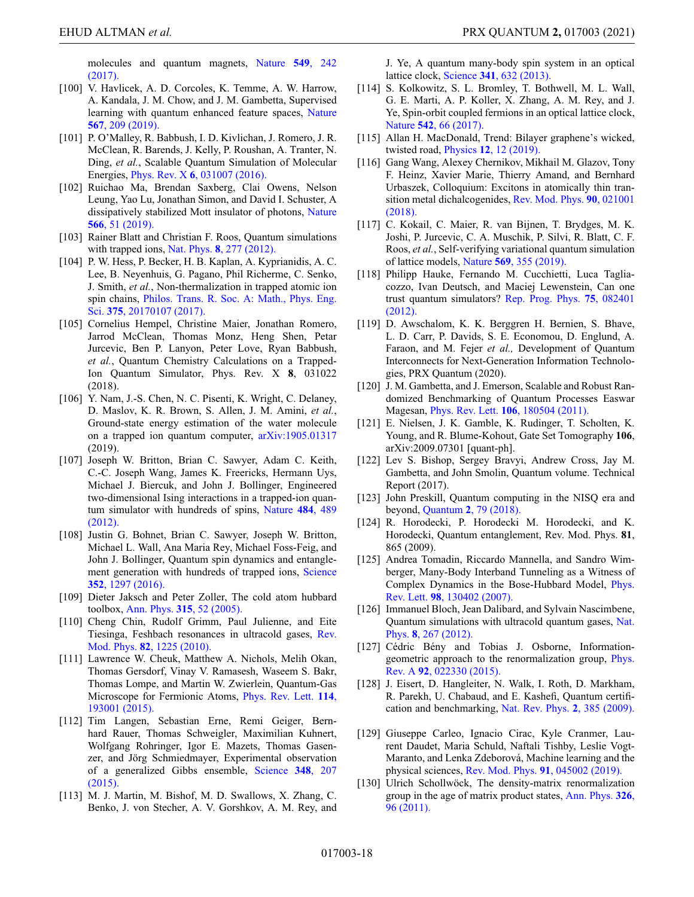molecules and quantum magnets, Nature **549**, 242 (2017).

[100] V. Havlicek, A. D. Corcoles, K. Temme, A. W. Harrow, A. Kandala, J. M. Chow, and J. M. Gambetta, Supervised learning with quantum enhanced feature spaces, Nature **567**, 209 (2019).

[101] P. O'Malley, R. Babbush, I. D. Kivlichan, J. Romero, J. R. McClean, R. Barends, J. Kelly, P. Roushan, A. Tranter, N. Ding, *et al.*, Scalable Quantum Simulation of Molecular Energies, Phys. Rev. X **6**, 031007 (2016).

[102] Ruichao Ma, Brendan Saxberg, Clai Owens, Nelson Leung, Yao Lu, Jonathan Simon, and David I. Schuster, A dissipatively stabilized Mott insulator of photons, Nature **566**, 51 (2019).

[103] Rainer Blatt and Christian F. Roos, Quantum simulations with trapped ions, Nat. Phys. **8**, 277 (2012).

[104] P. W. Hess, P. Becker, H. B. Kaplan, A. Kyprianidis, A. C. Lee, B. Neyenhuis, G. Pagano, Phil Richerme, C. Senko, J. Smith, *et al.*, Non-thermalization in trapped atomic ion spin chains, Philos. Trans. R. Soc. A: Math., Phys. Eng. Sci. **375**, 20170107 (2017).

[105] Cornelius Hempel, Christine Maier, Jonathan Romero, Jarrod McClean, Thomas Monz, Heng Shen, Petar Jurcevic, Ben P. Lanyon, Peter Love, Ryan Babbush, *et al.*, Quantum Chemistry Calculations on a Trapped-Ion Quantum Simulator, Phys. Rev. X **8**, 031022 (2018).

[106] Y. Nam, J.-S. Chen, N. C. Pisenti, K. Wright, C. Delaney, D. Maslov, K. R. Brown, S. Allen, J. M. Amini, *et al.*, Ground-state energy estimation of the water molecule on a trapped ion quantum computer, arXiv:1905.01317 (2019).

[107] Joseph W. Britton, Brian C. Sawyer, Adam C. Keith, C.-C. Joseph Wang, James K. Freericks, Hermann Uys, Michael J. Biercuk, and John J. Bollinger, Engineered two-dimensional Ising interactions in a trapped-ion quantum simulator with hundreds of spins, Nature **484**, 489 (2012).

[108] Justin G. Bohnet, Brian C. Sawyer, Joseph W. Britton, Michael L. Wall, Ana Maria Rey, Michael Foss-Feig, and John J. Bollinger, Quantum spin dynamics and entanglement generation with hundreds of trapped ions, Science **352**, 1297 (2016).

[109] Dieter Jaksch and Peter Zoller, The cold atom hubbard toolbox, Ann. Phys. **315**, 52 (2005).

[110] Cheng Chin, Rudolf Grimm, Paul Julienne, and Eite Tiesinga, Feshbach resonances in ultracold gases, Rev. Mod. Phys. **82**, 1225 (2010).

[111] Lawrence W. Cheuk, Matthew A. Nichols, Melih Okan, Thomas Gersdorf, Vinay V. Ramasesh, Waseem S. Bakr, Thomas Lompe, and Martin W. Zwierlein, Quantum-Gas Microscope for Fermionic Atoms, Phys. Rev. Lett. **114**, 193001 (2015).

[112] Tim Langen, Sebastian Erne, Remi Geiger, Bernhard Rauer, Thomas Schweigler, Maximilian Kuhnert, Wolfgang Rohringer, Igor E. Mazets, Thomas Gasenzer, and Jörg Schmiedmayer, Experimental observation of a generalized Gibbs ensemble, Science **348**, 207 (2015).

[113] M. J. Martin, M. Bishof, M. D. Swallows, X. Zhang, C. Benko, J. von Stecher, A. V. Gorshkov, A. M. Rey, and J. Ye, A quantum many-body spin system in an optical lattice clock, Science **341**, 632 (2013).

[114] S. Kolkowitz, S. L. Bromley, T. Bothwell, M. L. Wall, G. E. Marti, A. P. Koller, X. Zhang, A. M. Rey, and J. Ye, Spin-orbit coupled fermions in an optical lattice clock, Nature **542**, 66 (2017).

[115] Allan H. MacDonald, Trend: Bilayer graphene's wicked, twisted road, Physics **12**, 12 (2019).

[116] Gang Wang, Alexey Chernikov, Mikhail M. Glazov, Tony F. Heinz, Xavier Marie, Thierry Amand, and Bernhard Urbaszek, Colloquium: Excitons in atomically thin transition metal dichalcogenides, Rev. Mod. Phys. **90**, 021001 (2018).

[117] C. Kokail, C. Maier, R. van Bijnen, T. Brydges, M. K. Joshi, P. Jurcevic, C. A. Muschik, P. Silvi, R. Blatt, C. F. Roos, *et al.*, Self-verifying variational quantum simulation of lattice models, Nature **569**, 355 (2019).

[118] Philipp Hauke, Fernando M. Cucchietti, Luca Tagliacozzo, Ivan Deutsch, and Maciej Lewenstein, Can one trust quantum simulators? Rep. Prog. Phys. **75**, 082401 (2012).

[119] D. Awschalom, K. K. Berggren H. Bernien, S. Bhave, L. D. Carr, P. Davids, S. E. Economou, D. Englund, A. Faraon, and M. Fejer *et al.,* Development of Quantum Interconnects for Next-Generation Information Technologies, PRX Quantum (2020).

[120] J. M. Gambetta, and J. Emerson, Scalable and Robust Randomized Benchmarking of Quantum Processes Easwar Magesan, Phys. Rev. Lett. **106**, 180504 (2011).

[121] E. Nielsen, J. K. Gamble, K. Rudinger, T. Scholten, K. Young, and R. Blume-Kohout, Gate Set Tomography **106**, arXiv:2009.07301 [quant-ph].

[122] Lev S. Bishop, Sergey Bravyi, Andrew Cross, Jay M. Gambetta, and John Smolin, Quantum volume. Technical Report (2017).

[123] John Preskill, Quantum computing in the NISQ era and beyond, Quantum **2**, 79 (2018).

[124] R. Horodecki, P. Horodecki, M. Horodecki, and K. Horodecki, Quantum entanglement, Rev. Mod. Phys. **81**, 865 (2009).

[125] Andrea Tomadin, Riccardo Mannella, and Sandro Wimberger, Many-Body Interband Tunneling as a Witness of Complex Dynamics in the Bose-Hubbard Model, Phys. Rev. Lett. **98**, 130402 (2007).

[126] Immanuel Bloch, Jean Dalibard, and Sylvain Nascimbene, Quantum simulations with ultracold quantum gases, Nat. Phys. **8**, 267 (2012).

[127] Cédric Bény and Tobias J. Osborne, Information-geometric approach to the renormalization group, Phys. Rev. A **92**, 022330 (2015).

[128] J. Eisert, D. Hangleiter, N. Walk, I. Roth, D. Markham, R. Parekh, U. Chabaud, and E. Kashefi, Quantum certification and benchmarking, Nat. Rev. Phys. **2**, 385 (2009).

[129] Giuseppe Carleo, Ignacio Cirac, Kyle Cranmer, Laurent Daudet, Maria Schuld, Naftali Tishby, Leslie Vogt-Maranto, and Lenka Zdeborová, Machine learning and the physical sciences, Rev. Mod. Phys. **91**, 045002 (2019).

[130] Ulrich Schollwöck, The density-matrix renormalization group in the age of matrix product states, Ann. Phys. **326**, 96 (2011).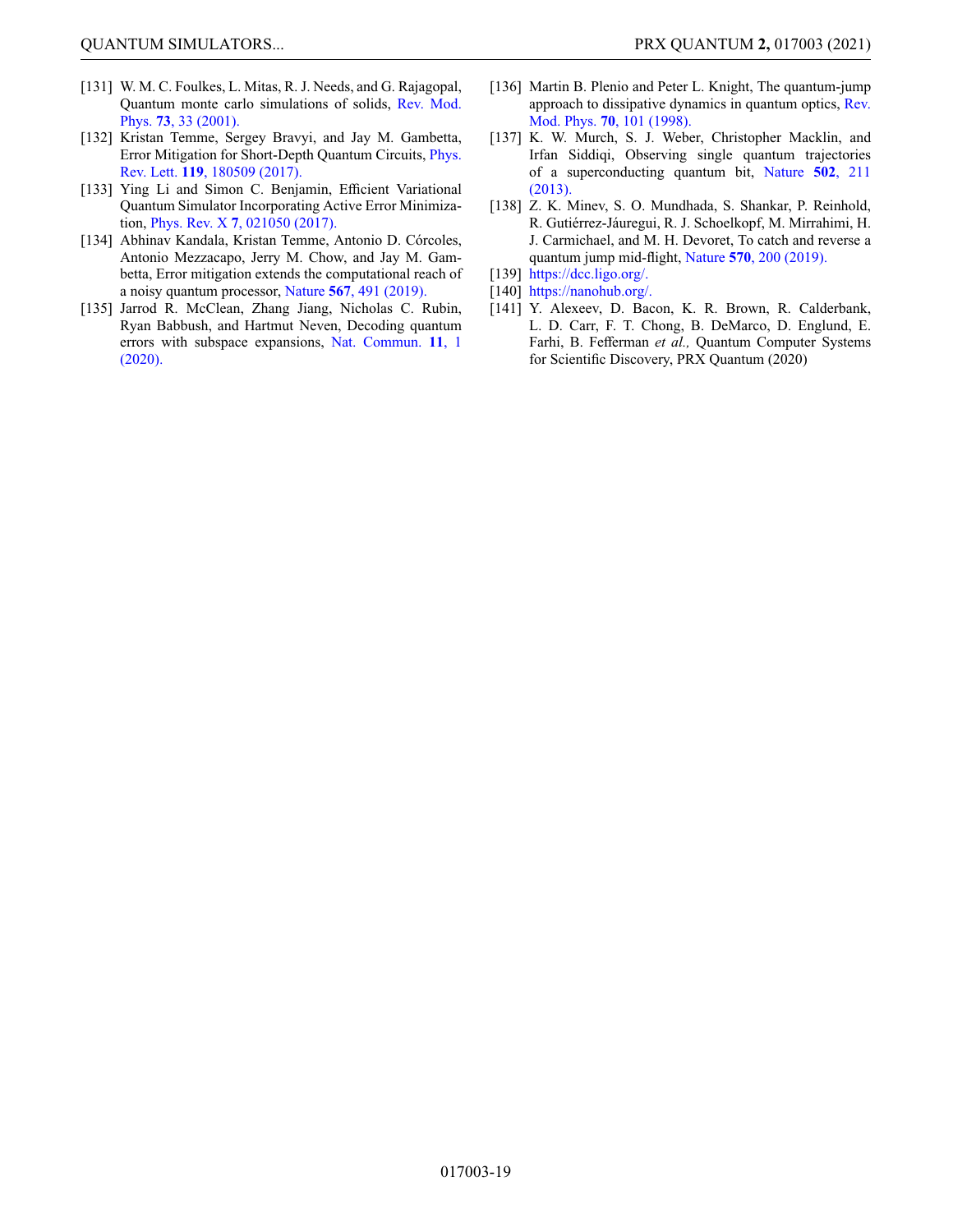[131] W. M. C. Foulkes, L. Mitas, R. J. Needs, and G. Rajagopal, Quantum monte carlo simulations of solids, Rev. Mod. Phys. **73**, 33 (2001).

[132] Kristan Temme, Sergey Bravyi, and Jay M. Gambetta, Error Mitigation for Short-Depth Quantum Circuits, Phys. Rev. Lett. **119**, 180509 (2017).

[133] Ying Li and Simon C. Benjamin, Efficient Variational Quantum Simulator Incorporating Active Error Minimization, Phys. Rev. X **7**, 021050 (2017).

[134] Abhinav Kandala, Kristan Temme, Antonio D. Córcoles, Antonio Mezzacapo, Jerry M. Chow, and Jay M. Gambetta, Error mitigation extends the computational reach of a noisy quantum processor, Nature **567**, 491 (2019).

[135] Jarrod R. McClean, Zhang Jiang, Nicholas C. Rubin, Ryan Babbush, and Hartmut Neven, Decoding quantum errors with subspace expansions, Nat. Commun. **11**, 1 (2020).

[136] Martin B. Plenio and Peter L. Knight, The quantum-jump approach to dissipative dynamics in quantum optics, Rev. Mod. Phys. **70**, 101 (1998).

[137] K. W. Murch, S. J. Weber, Christopher Macklin, and Irfan Siddiqi, Observing single quantum trajectories of a superconducting quantum bit, Nature **502**, 211 (2013).

[138] Z. K. Minev, S. O. Mundhada, S. Shankar, P. Reinhold, R. Gutiérrez-Jáuregui, R. J. Schoelkopf, M. Mirrahimi, H. J. Carmichael, and M. H. Devoret, To catch and reverse a quantum jump mid-flight, Nature **570**, 200 (2019).

[139] https://dcc.ligo.org/.

[140] https://nanohub.org/.

[141] Y. Alexeev, D. Bacon, K. R. Brown, R. Calderbank, L. D. Carr, F. T. Chong, B. DeMarco, D. Englund, E. Farhi, B. Fefferman *et al.,* Quantum Computer Systems for Scientific Discovery, PRX Quantum (2020)